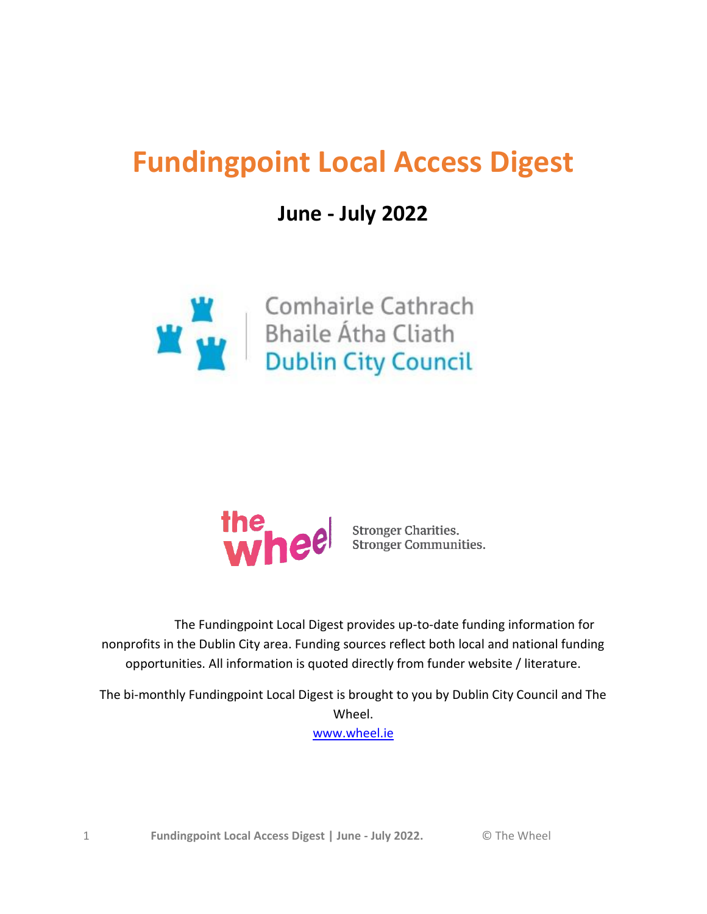# Fundingpoint Local Access Digest

## June - July 2022

Comhairle Cathrach Bhaile Átha Cliath
Dublin City Council

the wheel
Stronger Charities.
Stronger Communities.

The Fundingpoint Local Digest provides up-to-date funding information for nonprofits in the Dublin City area. Funding sources reflect both local and national funding opportunities. All information is quoted directly from funder website / literature.

The bi-monthly Fundingpoint Local Digest is brought to you by Dublin City Council and The Wheel.

www.wheel.ie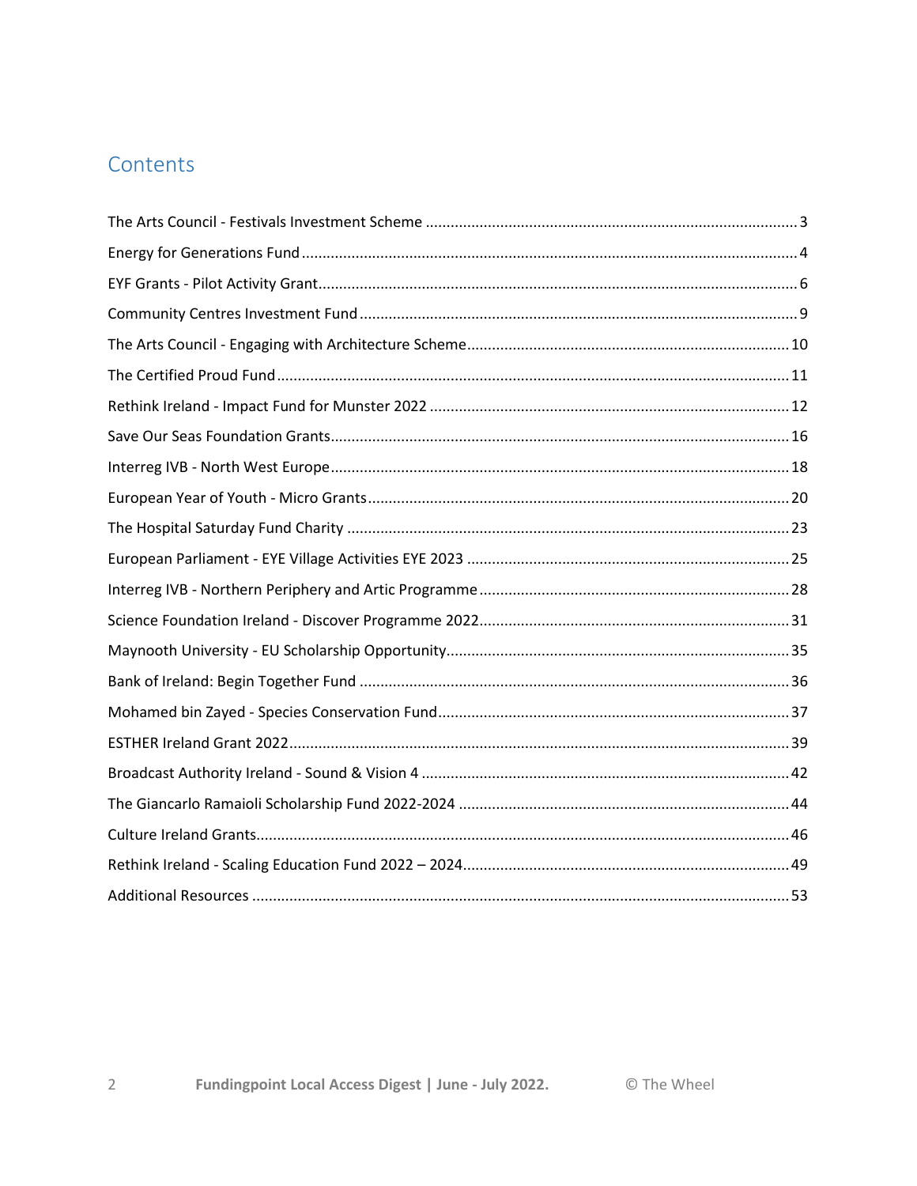# Contents

The Arts Council - Festivals Investment Scheme ........................................................................................ 3
Energy for Generations Fund ...................................................................................................................... 4
EYF Grants - Pilot Activity Grant.................................................................................................................. 6
Community Centres Investment Fund ........................................................................................................ 9
The Arts Council - Engaging with Architecture Scheme............................................................................ 10
The Certified Proud Fund .......................................................................................................................... 11
Rethink Ireland - Impact Fund for Munster 2022 ..................................................................................... 12
Save Our Seas Foundation Grants............................................................................................................. 16
Interreg IVB - North West Europe............................................................................................................. 18
European Year of Youth - Micro Grants.................................................................................................... 20
The Hospital Saturday Fund Charity .......................................................................................................... 23
European Parliament - EYE Village Activities EYE 2023 ............................................................................ 25
Interreg IVB - Northern Periphery and Artic Programme .......................................................................... 28
Science Foundation Ireland - Discover Programme 2022.......................................................................... 31
Maynooth University - EU Scholarship Opportunity.................................................................................. 35
Bank of Ireland: Begin Together Fund ....................................................................................................... 36
Mohamed bin Zayed - Species Conservation Fund.................................................................................... 37
ESTHER Ireland Grant 2022....................................................................................................................... 39
Broadcast Authority Ireland - Sound & Vision 4 ....................................................................................... 42
The Giancarlo Ramaioli Scholarship Fund 2022-2024 ............................................................................... 44
Culture Ireland Grants............................................................................................................................... 46
Rethink Ireland - Scaling Education Fund 2022 – 2024.............................................................................. 49
Additional Resources ................................................................................................................................ 53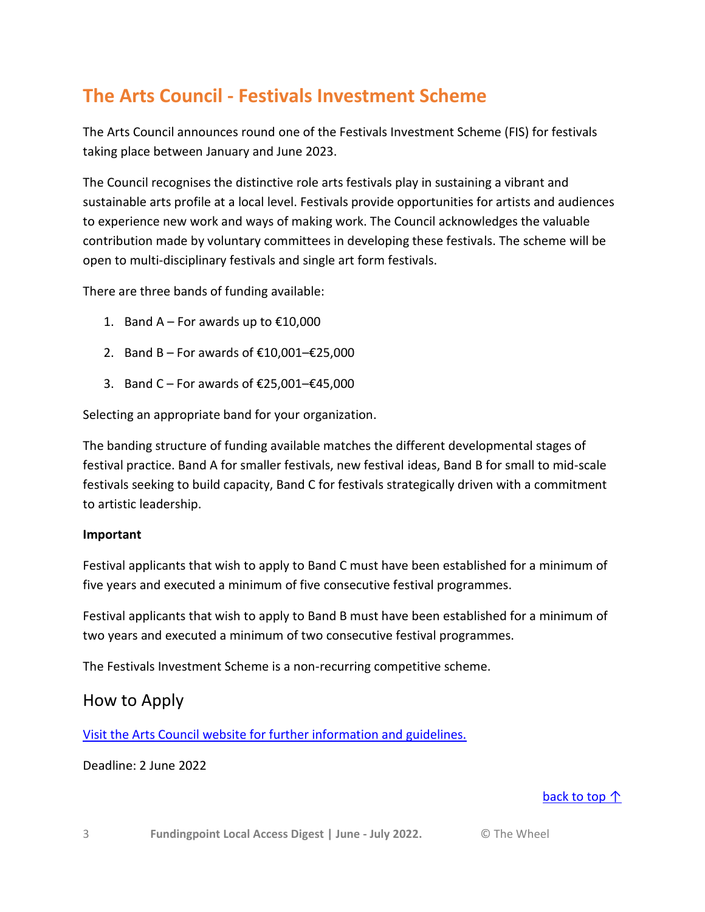## The Arts Council - Festivals Investment Scheme

The Arts Council announces round one of the Festivals Investment Scheme (FIS) for festivals taking place between January and June 2023.

The Council recognises the distinctive role arts festivals play in sustaining a vibrant and sustainable arts profile at a local level. Festivals provide opportunities for artists and audiences to experience new work and ways of making work. The Council acknowledges the valuable contribution made by voluntary committees in developing these festivals. The scheme will be open to multi-disciplinary festivals and single art form festivals.

There are three bands of funding available:

1. Band A – For awards up to €10,000
2. Band B – For awards of €10,001–€25,000
3. Band C – For awards of €25,001–€45,000

Selecting an appropriate band for your organization.

The banding structure of funding available matches the different developmental stages of festival practice. Band A for smaller festivals, new festival ideas, Band B for small to mid-scale festivals seeking to build capacity, Band C for festivals strategically driven with a commitment to artistic leadership.

**Important**

Festival applicants that wish to apply to Band C must have been established for a minimum of five years and executed a minimum of five consecutive festival programmes.

Festival applicants that wish to apply to Band B must have been established for a minimum of two years and executed a minimum of two consecutive festival programmes.

The Festivals Investment Scheme is a non-recurring competitive scheme.

### How to Apply

[Visit the Arts Council website for further information and guidelines.]

Deadline: 2 June 2022

back to top ↑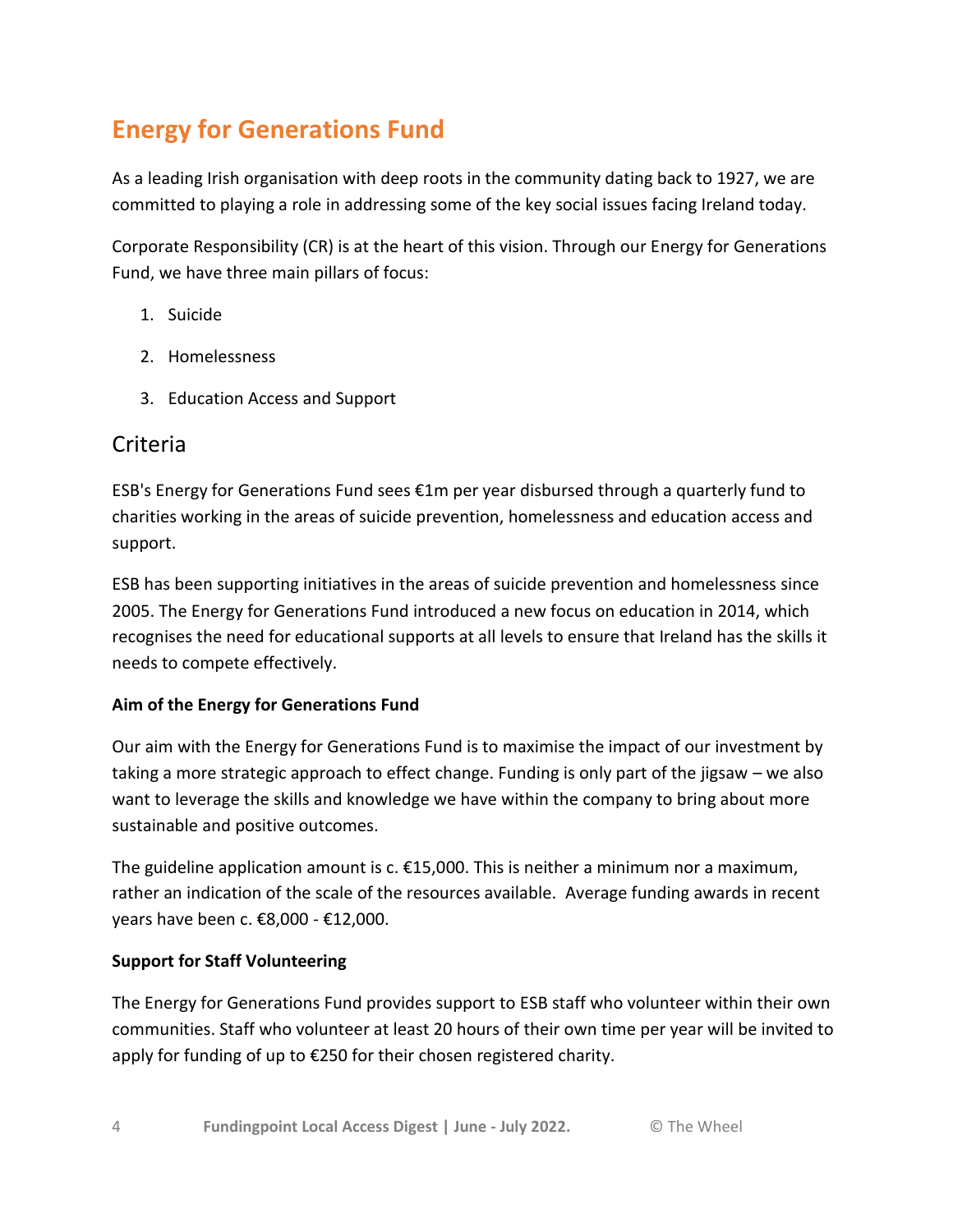# Energy for Generations Fund

As a leading Irish organisation with deep roots in the community dating back to 1927, we are committed to playing a role in addressing some of the key social issues facing Ireland today.

Corporate Responsibility (CR) is at the heart of this vision. Through our Energy for Generations Fund, we have three main pillars of focus:

1. Suicide
2. Homelessness
3. Education Access and Support

## Criteria

ESB's Energy for Generations Fund sees €1m per year disbursed through a quarterly fund to charities working in the areas of suicide prevention, homelessness and education access and support.

ESB has been supporting initiatives in the areas of suicide prevention and homelessness since 2005. The Energy for Generations Fund introduced a new focus on education in 2014, which recognises the need for educational supports at all levels to ensure that Ireland has the skills it needs to compete effectively.

**Aim of the Energy for Generations Fund**

Our aim with the Energy for Generations Fund is to maximise the impact of our investment by taking a more strategic approach to effect change. Funding is only part of the jigsaw – we also want to leverage the skills and knowledge we have within the company to bring about more sustainable and positive outcomes.

The guideline application amount is c. €15,000. This is neither a minimum nor a maximum, rather an indication of the scale of the resources available. Average funding awards in recent years have been c. €8,000 - €12,000.

**Support for Staff Volunteering**

The Energy for Generations Fund provides support to ESB staff who volunteer within their own communities. Staff who volunteer at least 20 hours of their own time per year will be invited to apply for funding of up to €250 for their chosen registered charity.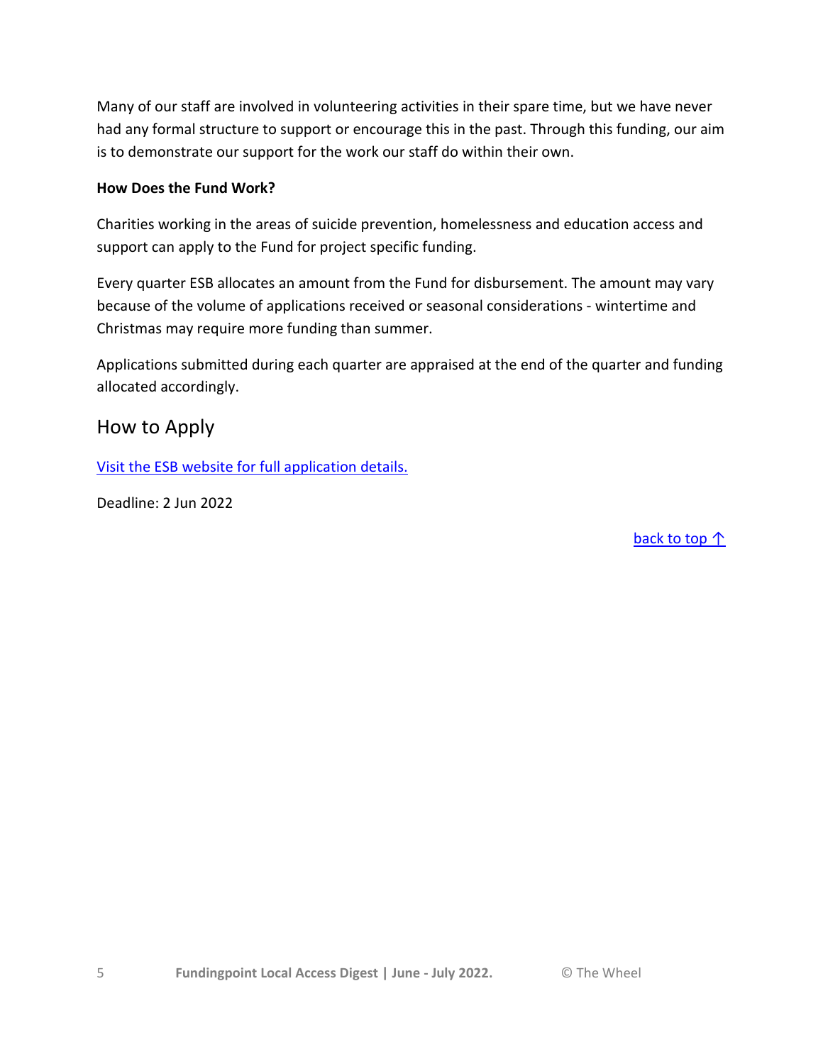Many of our staff are involved in volunteering activities in their spare time, but we have never had any formal structure to support or encourage this in the past. Through this funding, our aim is to demonstrate our support for the work our staff do within their own.

**How Does the Fund Work?**

Charities working in the areas of suicide prevention, homelessness and education access and support can apply to the Fund for project specific funding.

Every quarter ESB allocates an amount from the Fund for disbursement. The amount may vary because of the volume of applications received or seasonal considerations - wintertime and Christmas may require more funding than summer.

Applications submitted during each quarter are appraised at the end of the quarter and funding allocated accordingly.

## How to Apply

[Visit the ESB website for full application details.]()

Deadline: 2 Jun 2022

[back to top ↑]()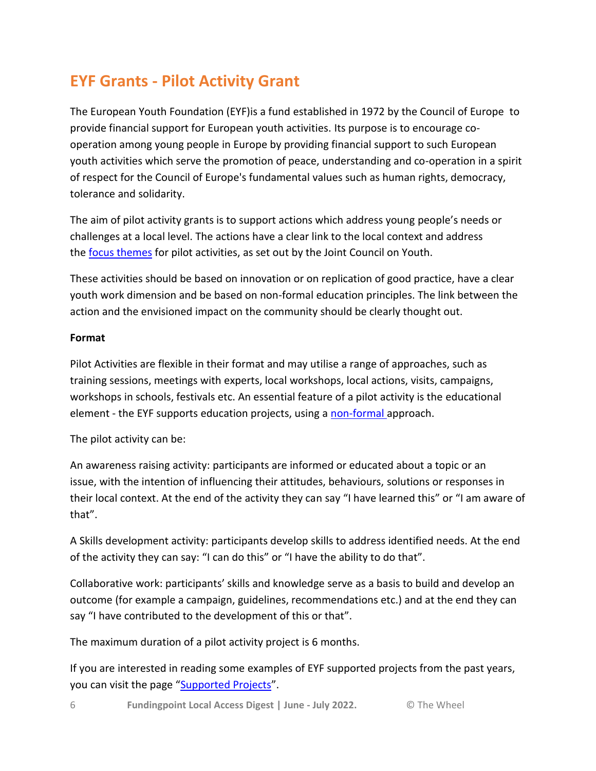## EYF Grants - Pilot Activity Grant

The European Youth Foundation (EYF)is a fund established in 1972 by the Council of Europe to provide financial support for European youth activities. Its purpose is to encourage co-operation among young people in Europe by providing financial support to such European youth activities which serve the promotion of peace, understanding and co-operation in a spirit of respect for the Council of Europe's fundamental values such as human rights, democracy, tolerance and solidarity.

The aim of pilot activity grants is to support actions which address young people's needs or challenges at a local level. The actions have a clear link to the local context and address the focus themes for pilot activities, as set out by the Joint Council on Youth.

These activities should be based on innovation or on replication of good practice, have a clear youth work dimension and be based on non-formal education principles. The link between the action and the envisioned impact on the community should be clearly thought out.

**Format**

Pilot Activities are flexible in their format and may utilise a range of approaches, such as training sessions, meetings with experts, local workshops, local actions, visits, campaigns, workshops in schools, festivals etc. An essential feature of a pilot activity is the educational element - the EYF supports education projects, using a non-formal approach.

The pilot activity can be:

An awareness raising activity: participants are informed or educated about a topic or an issue, with the intention of influencing their attitudes, behaviours, solutions or responses in their local context. At the end of the activity they can say "I have learned this" or "I am aware of that".

A Skills development activity: participants develop skills to address identified needs. At the end of the activity they can say: "I can do this" or "I have the ability to do that".

Collaborative work: participants' skills and knowledge serve as a basis to build and develop an outcome (for example a campaign, guidelines, recommendations etc.) and at the end they can say "I have contributed to the development of this or that".

The maximum duration of a pilot activity project is 6 months.

If you are interested in reading some examples of EYF supported projects from the past years, you can visit the page "Supported Projects".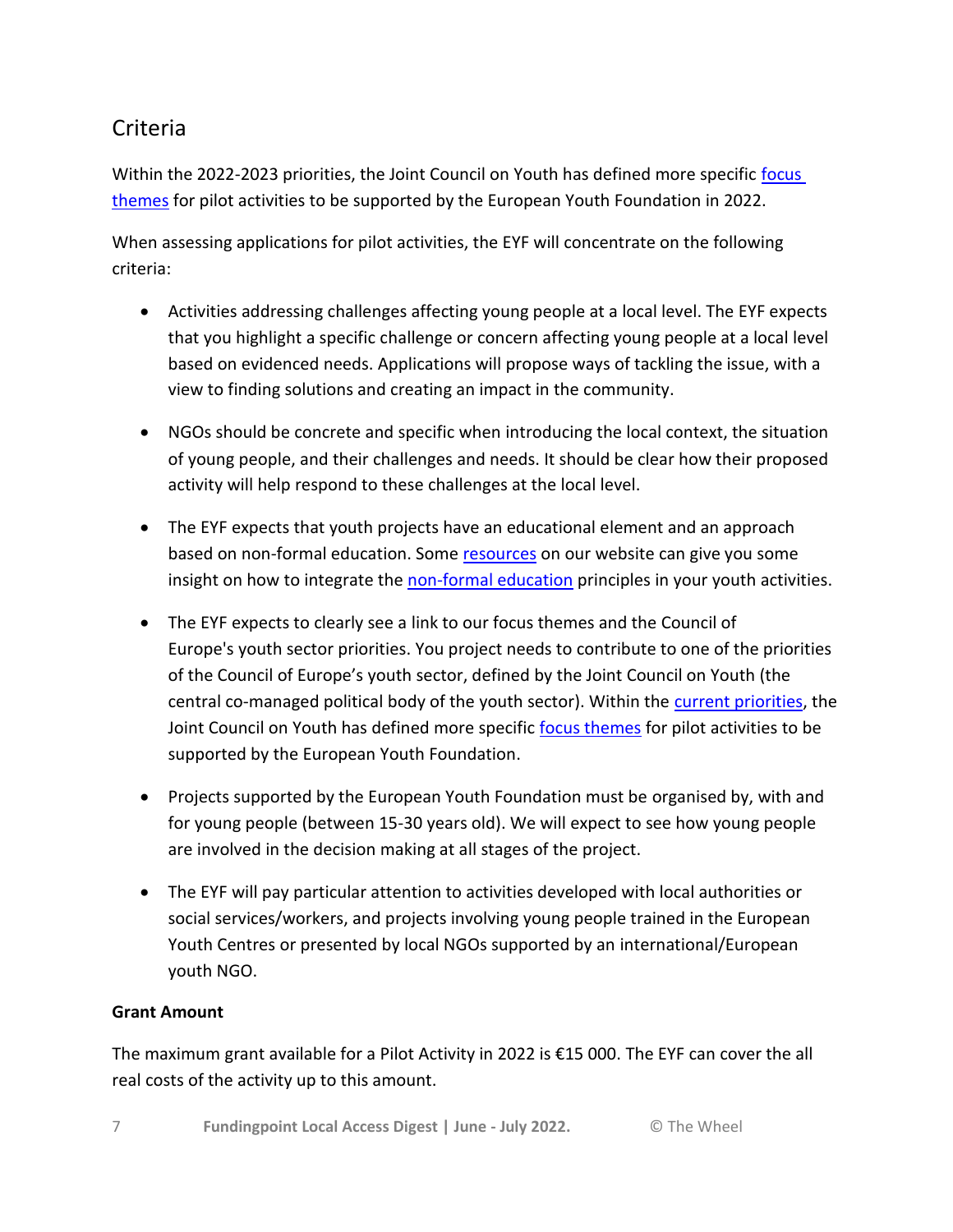## Criteria

Within the 2022-2023 priorities, the Joint Council on Youth has defined more specific [focus themes](#) for pilot activities to be supported by the European Youth Foundation in 2022.

When assessing applications for pilot activities, the EYF will concentrate on the following criteria:

- Activities addressing challenges affecting young people at a local level. The EYF expects that you highlight a specific challenge or concern affecting young people at a local level based on evidenced needs. Applications will propose ways of tackling the issue, with a view to finding solutions and creating an impact in the community.
- NGOs should be concrete and specific when introducing the local context, the situation of young people, and their challenges and needs. It should be clear how their proposed activity will help respond to these challenges at the local level.
- The EYF expects that youth projects have an educational element and an approach based on non-formal education. Some [resources](#) on our website can give you some insight on how to integrate the [non-formal education](#) principles in your youth activities.
- The EYF expects to clearly see a link to our focus themes and the Council of Europe's youth sector priorities. You project needs to contribute to one of the priorities of the Council of Europe's youth sector, defined by the Joint Council on Youth (the central co-managed political body of the youth sector). Within the [current priorities](#), the Joint Council on Youth has defined more specific [focus themes](#) for pilot activities to be supported by the European Youth Foundation.
- Projects supported by the European Youth Foundation must be organised by, with and for young people (between 15-30 years old). We will expect to see how young people are involved in the decision making at all stages of the project.
- The EYF will pay particular attention to activities developed with local authorities or social services/workers, and projects involving young people trained in the European Youth Centres or presented by local NGOs supported by an international/European youth NGO.

**Grant Amount**

The maximum grant available for a Pilot Activity in 2022 is €15 000. The EYF can cover the all real costs of the activity up to this amount.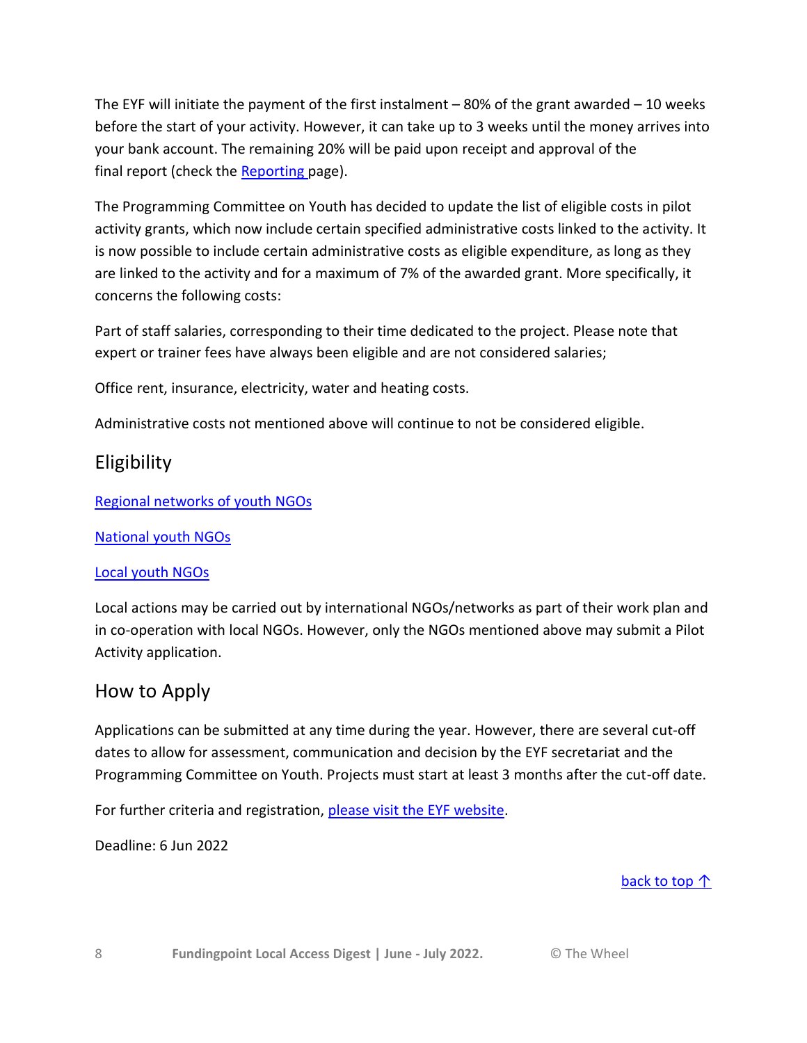The EYF will initiate the payment of the first instalment – 80% of the grant awarded – 10 weeks before the start of your activity. However, it can take up to 3 weeks until the money arrives into your bank account. The remaining 20% will be paid upon receipt and approval of the final report (check the Reporting page).

The Programming Committee on Youth has decided to update the list of eligible costs in pilot activity grants, which now include certain specified administrative costs linked to the activity. It is now possible to include certain administrative costs as eligible expenditure, as long as they are linked to the activity and for a maximum of 7% of the awarded grant. More specifically, it concerns the following costs:

Part of staff salaries, corresponding to their time dedicated to the project. Please note that expert or trainer fees have always been eligible and are not considered salaries;

Office rent, insurance, electricity, water and heating costs.

Administrative costs not mentioned above will continue to not be considered eligible.

## Eligibility

Regional networks of youth NGOs

National youth NGOs

Local youth NGOs

Local actions may be carried out by international NGOs/networks as part of their work plan and in co-operation with local NGOs. However, only the NGOs mentioned above may submit a Pilot Activity application.

## How to Apply

Applications can be submitted at any time during the year. However, there are several cut-off dates to allow for assessment, communication and decision by the EYF secretariat and the Programming Committee on Youth. Projects must start at least 3 months after the cut-off date.

For further criteria and registration, please visit the EYF website.

Deadline: 6 Jun 2022

back to top ↑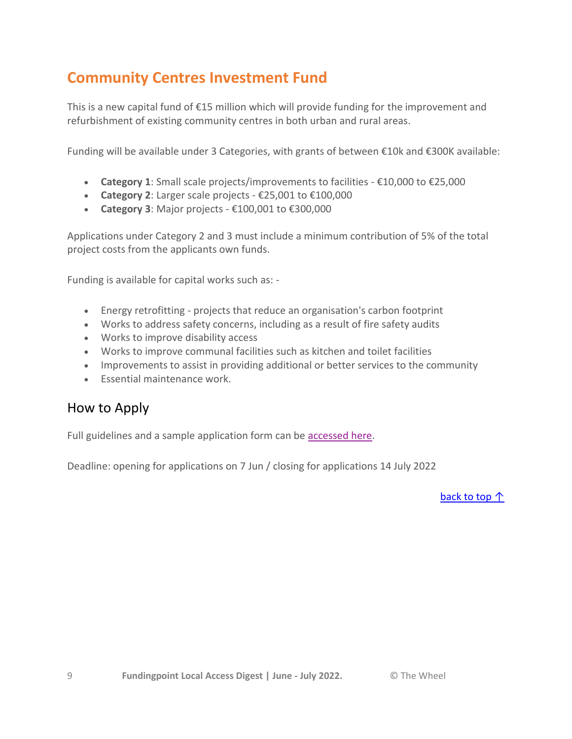## Community Centres Investment Fund

This is a new capital fund of €15 million which will provide funding for the improvement and refurbishment of existing community centres in both urban and rural areas.

Funding will be available under 3 Categories, with grants of between €10k and €300K available:

- **Category 1**: Small scale projects/improvements to facilities - €10,000 to €25,000
- **Category 2**: Larger scale projects - €25,001 to €100,000
- **Category 3**: Major projects - €100,001 to €300,000

Applications under Category 2 and 3 must include a minimum contribution of 5% of the total project costs from the applicants own funds.

Funding is available for capital works such as: -

- Energy retrofitting - projects that reduce an organisation's carbon footprint
- Works to address safety concerns, including as a result of fire safety audits
- Works to improve disability access
- Works to improve communal facilities such as kitchen and toilet facilities
- Improvements to assist in providing additional or better services to the community
- Essential maintenance work.

### How to Apply

Full guidelines and a sample application form can be accessed here.

Deadline: opening for applications on 7 Jun / closing for applications 14 July 2022

back to top ↑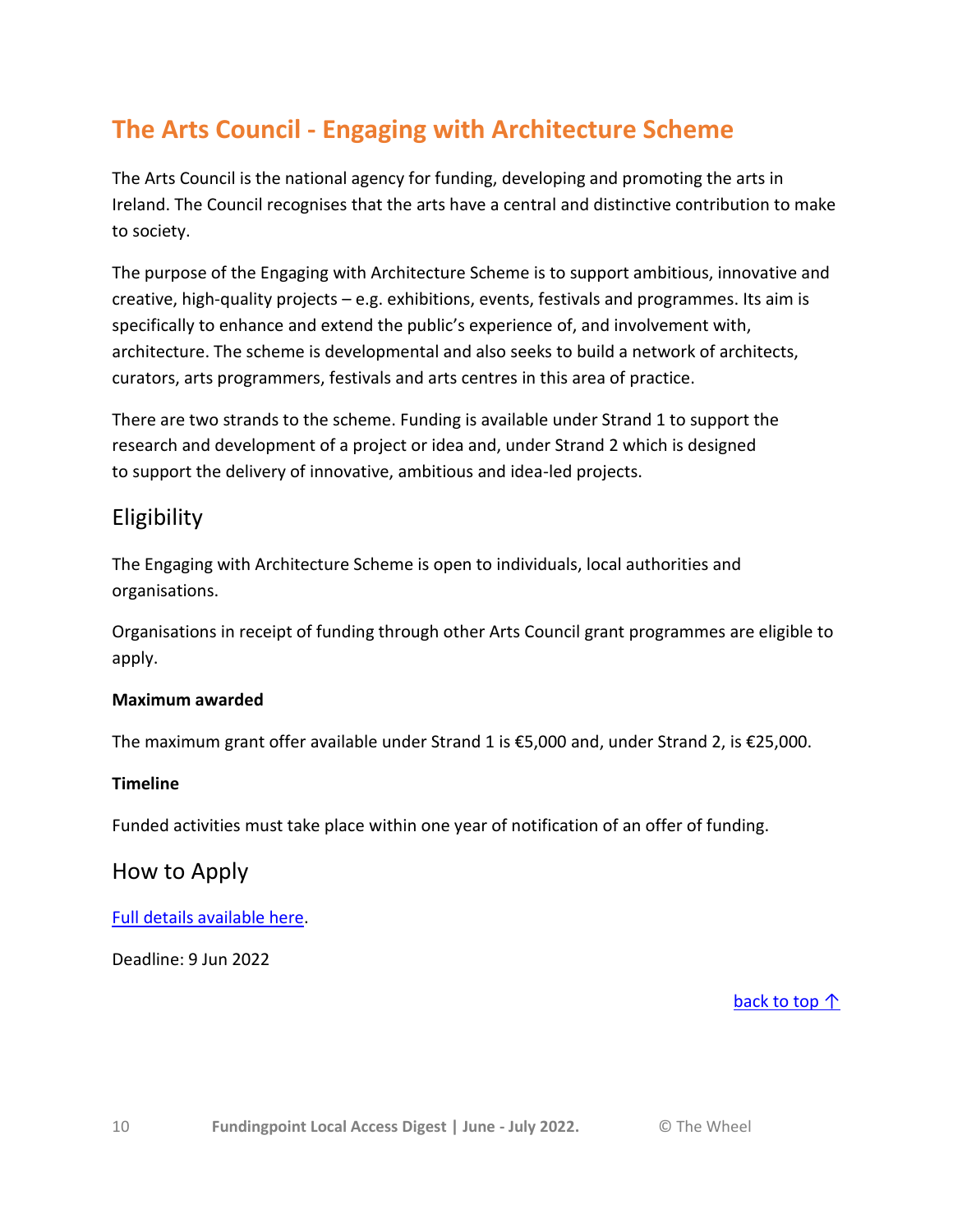## The Arts Council - Engaging with Architecture Scheme

The Arts Council is the national agency for funding, developing and promoting the arts in Ireland. The Council recognises that the arts have a central and distinctive contribution to make to society.

The purpose of the Engaging with Architecture Scheme is to support ambitious, innovative and creative, high-quality projects – e.g. exhibitions, events, festivals and programmes. Its aim is specifically to enhance and extend the public's experience of, and involvement with, architecture. The scheme is developmental and also seeks to build a network of architects, curators, arts programmers, festivals and arts centres in this area of practice.

There are two strands to the scheme. Funding is available under Strand 1 to support the research and development of a project or idea and, under Strand 2 which is designed to support the delivery of innovative, ambitious and idea-led projects.

### Eligibility

The Engaging with Architecture Scheme is open to individuals, local authorities and organisations.

Organisations in receipt of funding through other Arts Council grant programmes are eligible to apply.

**Maximum awarded**

The maximum grant offer available under Strand 1 is €5,000 and, under Strand 2, is €25,000.

**Timeline**

Funded activities must take place within one year of notification of an offer of funding.

### How to Apply

Full details available here.

Deadline: 9 Jun 2022

back to top ↑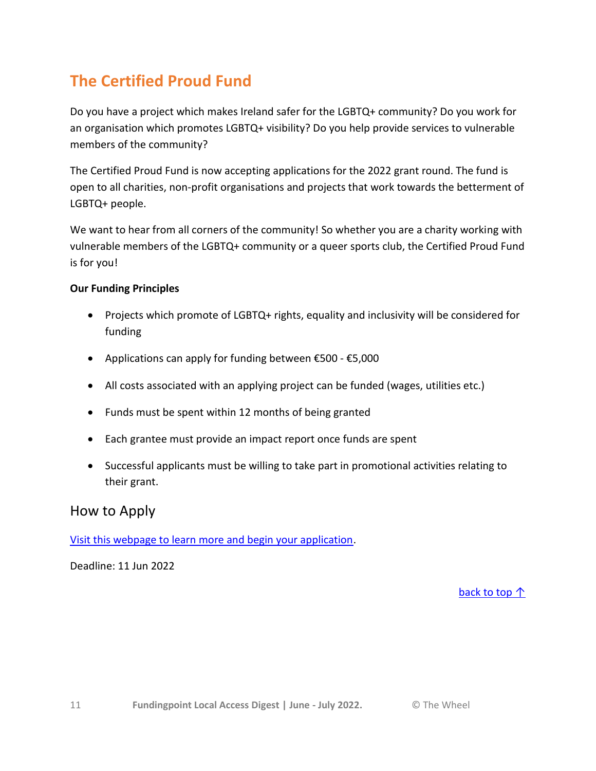## The Certified Proud Fund

Do you have a project which makes Ireland safer for the LGBTQ+ community? Do you work for an organisation which promotes LGBTQ+ visibility? Do you help provide services to vulnerable members of the community?

The Certified Proud Fund is now accepting applications for the 2022 grant round. The fund is open to all charities, non-profit organisations and projects that work towards the betterment of LGBTQ+ people.

We want to hear from all corners of the community! So whether you are a charity working with vulnerable members of the LGBTQ+ community or a queer sports club, the Certified Proud Fund is for you!

**Our Funding Principles**

- Projects which promote of LGBTQ+ rights, equality and inclusivity will be considered for funding
- Applications can apply for funding between €500 - €5,000
- All costs associated with an applying project can be funded (wages, utilities etc.)
- Funds must be spent within 12 months of being granted
- Each grantee must provide an impact report once funds are spent
- Successful applicants must be willing to take part in promotional activities relating to their grant.

### How to Apply

[Visit this webpage to learn more and begin your application](#).

Deadline: 11 Jun 2022

[back to top ↑](#)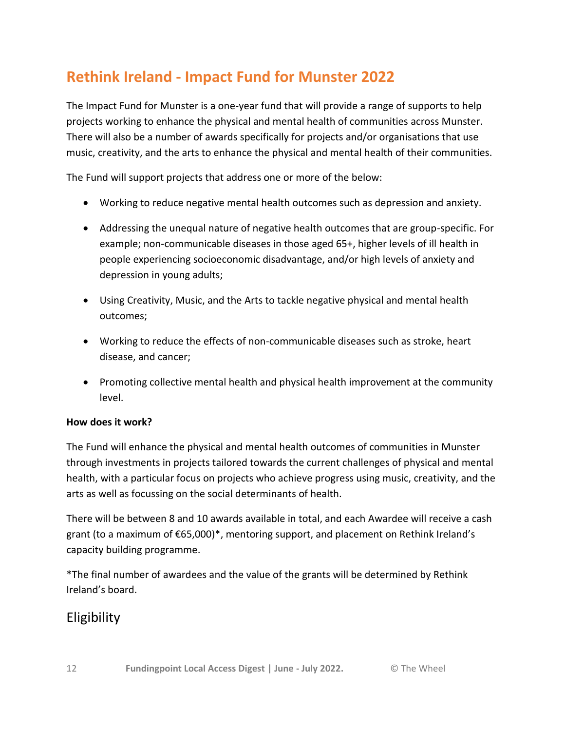## Rethink Ireland - Impact Fund for Munster 2022

The Impact Fund for Munster is a one-year fund that will provide a range of supports to help projects working to enhance the physical and mental health of communities across Munster. There will also be a number of awards specifically for projects and/or organisations that use music, creativity, and the arts to enhance the physical and mental health of their communities.

The Fund will support projects that address one or more of the below:

- Working to reduce negative mental health outcomes such as depression and anxiety.
- Addressing the unequal nature of negative health outcomes that are group-specific. For example; non-communicable diseases in those aged 65+, higher levels of ill health in people experiencing socioeconomic disadvantage, and/or high levels of anxiety and depression in young adults;
- Using Creativity, Music, and the Arts to tackle negative physical and mental health outcomes;
- Working to reduce the effects of non-communicable diseases such as stroke, heart disease, and cancer;
- Promoting collective mental health and physical health improvement at the community level.

**How does it work?**

The Fund will enhance the physical and mental health outcomes of communities in Munster through investments in projects tailored towards the current challenges of physical and mental health, with a particular focus on projects who achieve progress using music, creativity, and the arts as well as focussing on the social determinants of health.

There will be between 8 and 10 awards available in total, and each Awardee will receive a cash grant (to a maximum of €65,000)*, mentoring support, and placement on Rethink Ireland's capacity building programme.

*The final number of awardees and the value of the grants will be determined by Rethink Ireland's board.

### Eligibility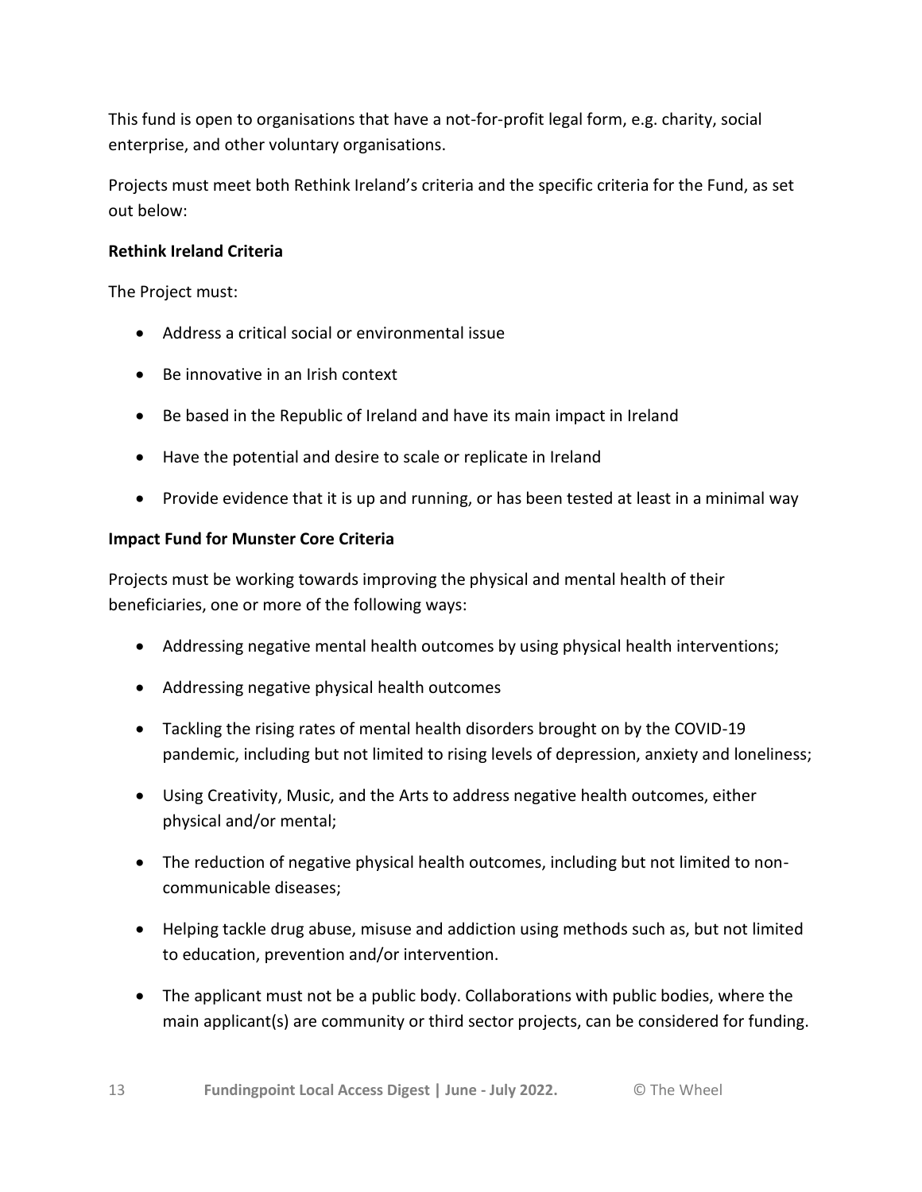This fund is open to organisations that have a not-for-profit legal form, e.g. charity, social enterprise, and other voluntary organisations.

Projects must meet both Rethink Ireland's criteria and the specific criteria for the Fund, as set out below:

**Rethink Ireland Criteria**

The Project must:

- Address a critical social or environmental issue
- Be innovative in an Irish context
- Be based in the Republic of Ireland and have its main impact in Ireland
- Have the potential and desire to scale or replicate in Ireland
- Provide evidence that it is up and running, or has been tested at least in a minimal way

**Impact Fund for Munster Core Criteria**

Projects must be working towards improving the physical and mental health of their beneficiaries, one or more of the following ways:

- Addressing negative mental health outcomes by using physical health interventions;
- Addressing negative physical health outcomes
- Tackling the rising rates of mental health disorders brought on by the COVID-19 pandemic, including but not limited to rising levels of depression, anxiety and loneliness;
- Using Creativity, Music, and the Arts to address negative health outcomes, either physical and/or mental;
- The reduction of negative physical health outcomes, including but not limited to non-communicable diseases;
- Helping tackle drug abuse, misuse and addiction using methods such as, but not limited to education, prevention and/or intervention.
- The applicant must not be a public body. Collaborations with public bodies, where the main applicant(s) are community or third sector projects, can be considered for funding.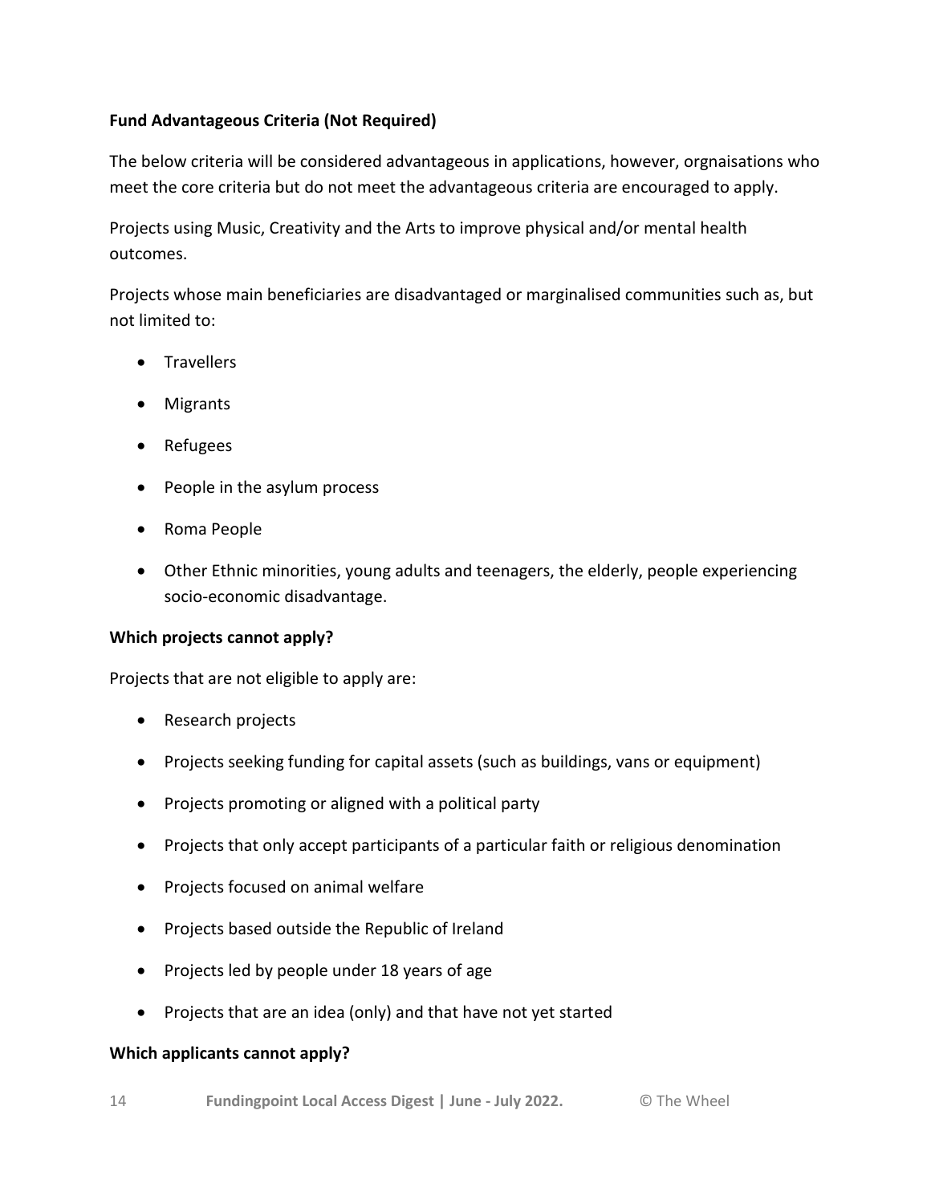**Fund Advantageous Criteria (Not Required)**

The below criteria will be considered advantageous in applications, however, orgnaisations who meet the core criteria but do not meet the advantageous criteria are encouraged to apply.

Projects using Music, Creativity and the Arts to improve physical and/or mental health outcomes.

Projects whose main beneficiaries are disadvantaged or marginalised communities such as, but not limited to:

- Travellers
- Migrants
- Refugees
- People in the asylum process
- Roma People
- Other Ethnic minorities, young adults and teenagers, the elderly, people experiencing socio-economic disadvantage.

**Which projects cannot apply?**

Projects that are not eligible to apply are:

- Research projects
- Projects seeking funding for capital assets (such as buildings, vans or equipment)
- Projects promoting or aligned with a political party
- Projects that only accept participants of a particular faith or religious denomination
- Projects focused on animal welfare
- Projects based outside the Republic of Ireland
- Projects led by people under 18 years of age
- Projects that are an idea (only) and that have not yet started

**Which applicants cannot apply?**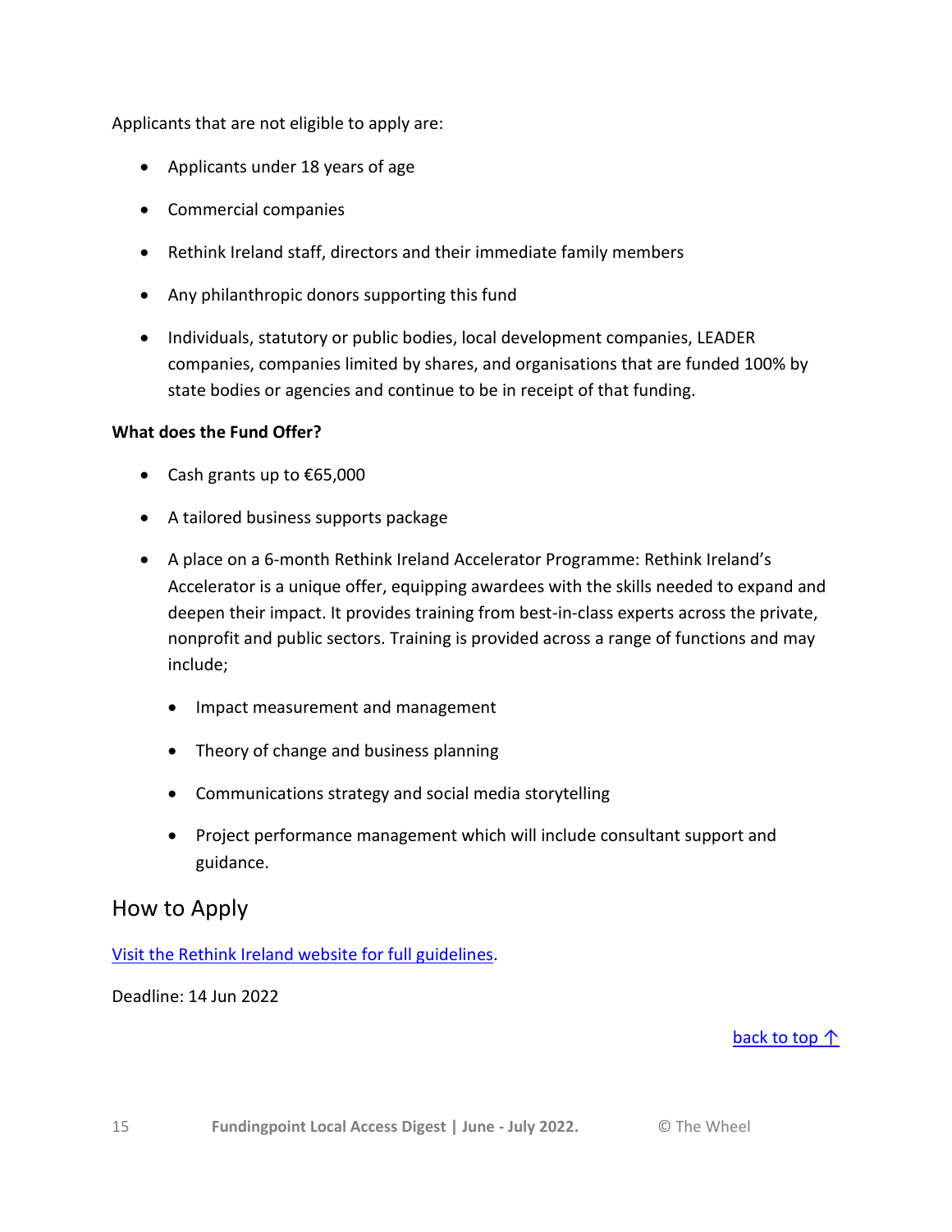Applicants that are not eligible to apply are:

- Applicants under 18 years of age
- Commercial companies
- Rethink Ireland staff, directors and their immediate family members
- Any philanthropic donors supporting this fund
- Individuals, statutory or public bodies, local development companies, LEADER companies, companies limited by shares, and organisations that are funded 100% by state bodies or agencies and continue to be in receipt of that funding.

**What does the Fund Offer?**

- Cash grants up to €65,000
- A tailored business supports package
- A place on a 6-month Rethink Ireland Accelerator Programme: Rethink Ireland's Accelerator is a unique offer, equipping awardees with the skills needed to expand and deepen their impact. It provides training from best-in-class experts across the private, nonprofit and public sectors. Training is provided across a range of functions and may include;
  - Impact measurement and management
  - Theory of change and business planning
  - Communications strategy and social media storytelling
  - Project performance management which will include consultant support and guidance.

## How to Apply

Visit the Rethink Ireland website for full guidelines.

Deadline: 14 Jun 2022

back to top ↑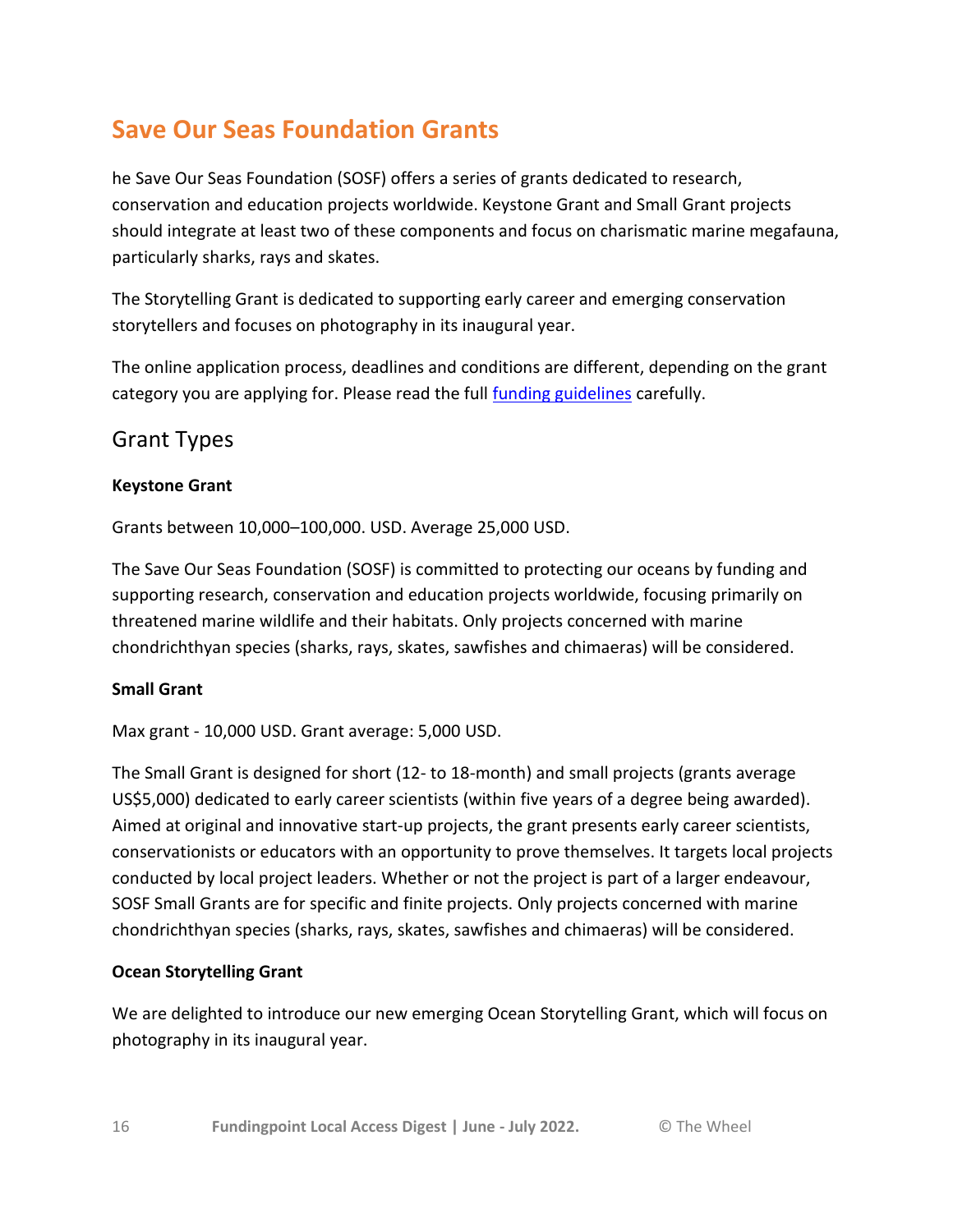## Save Our Seas Foundation Grants

he Save Our Seas Foundation (SOSF) offers a series of grants dedicated to research, conservation and education projects worldwide. Keystone Grant and Small Grant projects should integrate at least two of these components and focus on charismatic marine megafauna, particularly sharks, rays and skates.

The Storytelling Grant is dedicated to supporting early career and emerging conservation storytellers and focuses on photography in its inaugural year.

The online application process, deadlines and conditions are different, depending on the grant category you are applying for. Please read the full [funding guidelines](#) carefully.

### Grant Types

**Keystone Grant**

Grants between 10,000–100,000. USD. Average 25,000 USD.

The Save Our Seas Foundation (SOSF) is committed to protecting our oceans by funding and supporting research, conservation and education projects worldwide, focusing primarily on threatened marine wildlife and their habitats. Only projects concerned with marine chondrichthyan species (sharks, rays, skates, sawfishes and chimaeras) will be considered.

**Small Grant**

Max grant - 10,000 USD. Grant average: 5,000 USD.

The Small Grant is designed for short (12- to 18-month) and small projects (grants average US$5,000) dedicated to early career scientists (within five years of a degree being awarded). Aimed at original and innovative start-up projects, the grant presents early career scientists, conservationists or educators with an opportunity to prove themselves. It targets local projects conducted by local project leaders. Whether or not the project is part of a larger endeavour, SOSF Small Grants are for specific and finite projects. Only projects concerned with marine chondrichthyan species (sharks, rays, skates, sawfishes and chimaeras) will be considered.

**Ocean Storytelling Grant**

We are delighted to introduce our new emerging Ocean Storytelling Grant, which will focus on photography in its inaugural year.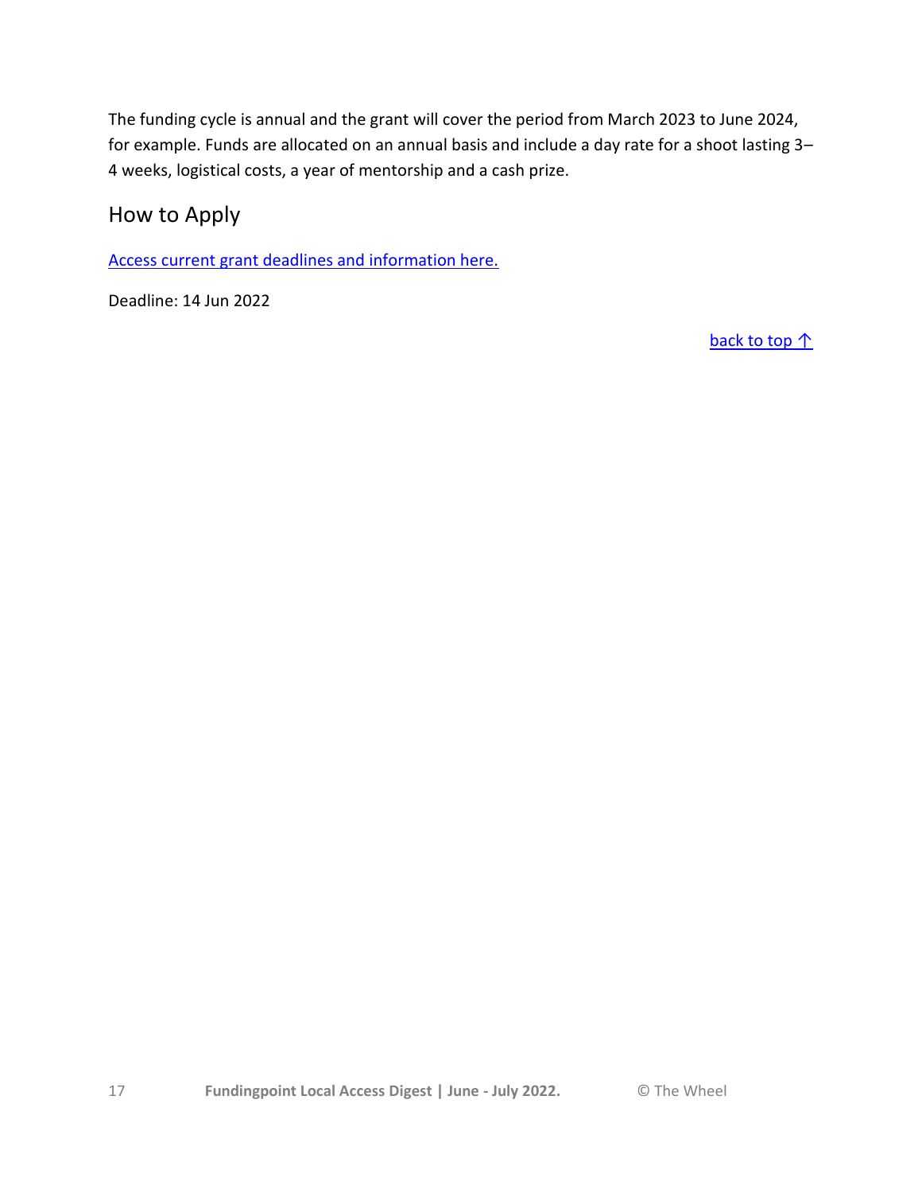The funding cycle is annual and the grant will cover the period from March 2023 to June 2024, for example. Funds are allocated on an annual basis and include a day rate for a shoot lasting 3–4 weeks, logistical costs, a year of mentorship and a cash prize.

## How to Apply

[Access current grant deadlines and information here.]

Deadline: 14 Jun 2022

back to top ↑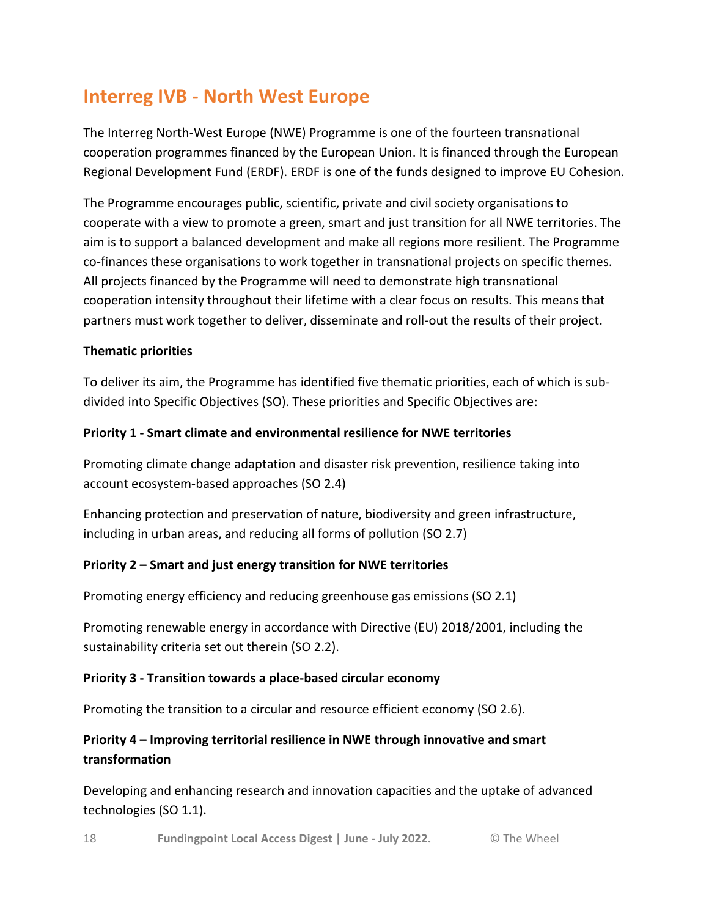## Interreg IVB - North West Europe

The Interreg North-West Europe (NWE) Programme is one of the fourteen transnational cooperation programmes financed by the European Union. It is financed through the European Regional Development Fund (ERDF). ERDF is one of the funds designed to improve EU Cohesion.

The Programme encourages public, scientific, private and civil society organisations to cooperate with a view to promote a green, smart and just transition for all NWE territories. The aim is to support a balanced development and make all regions more resilient. The Programme co-finances these organisations to work together in transnational projects on specific themes. All projects financed by the Programme will need to demonstrate high transnational cooperation intensity throughout their lifetime with a clear focus on results. This means that partners must work together to deliver, disseminate and roll-out the results of their project.

**Thematic priorities**

To deliver its aim, the Programme has identified five thematic priorities, each of which is sub-divided into Specific Objectives (SO). These priorities and Specific Objectives are:

**Priority 1 - Smart climate and environmental resilience for NWE territories**

Promoting climate change adaptation and disaster risk prevention, resilience taking into account ecosystem-based approaches (SO 2.4)

Enhancing protection and preservation of nature, biodiversity and green infrastructure, including in urban areas, and reducing all forms of pollution (SO 2.7)

**Priority 2 – Smart and just energy transition for NWE territories**

Promoting energy efficiency and reducing greenhouse gas emissions (SO 2.1)

Promoting renewable energy in accordance with Directive (EU) 2018/2001, including the sustainability criteria set out therein (SO 2.2).

**Priority 3 - Transition towards a place-based circular economy**

Promoting the transition to a circular and resource efficient economy (SO 2.6).

**Priority 4 – Improving territorial resilience in NWE through innovative and smart transformation**

Developing and enhancing research and innovation capacities and the uptake of advanced technologies (SO 1.1).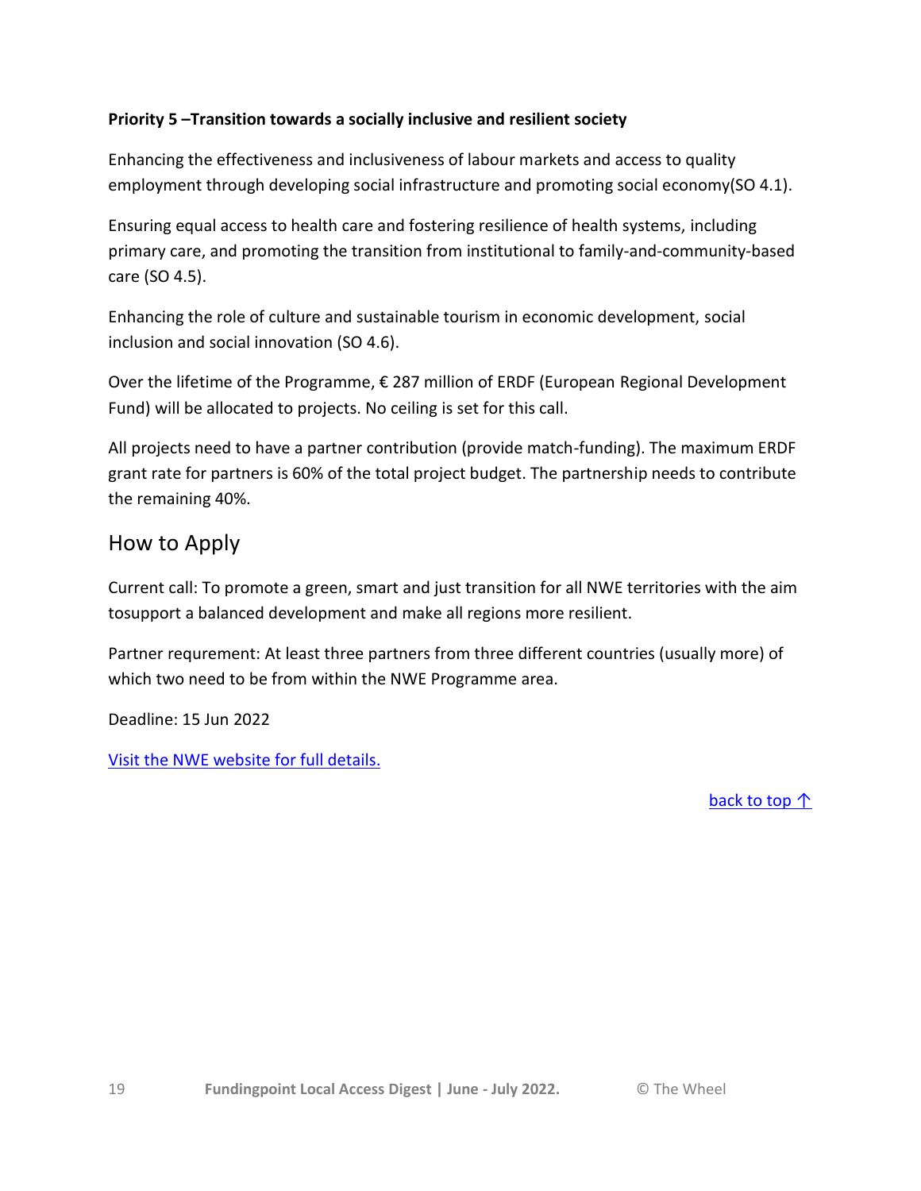**Priority 5 –Transition towards a socially inclusive and resilient society**

Enhancing the effectiveness and inclusiveness of labour markets and access to quality employment through developing social infrastructure and promoting social economy(SO 4.1).

Ensuring equal access to health care and fostering resilience of health systems, including primary care, and promoting the transition from institutional to family-and-community-based care (SO 4.5).

Enhancing the role of culture and sustainable tourism in economic development, social inclusion and social innovation (SO 4.6).

Over the lifetime of the Programme, € 287 million of ERDF (European Regional Development Fund) will be allocated to projects. No ceiling is set for this call.

All projects need to have a partner contribution (provide match-funding). The maximum ERDF grant rate for partners is 60% of the total project budget. The partnership needs to contribute the remaining 40%.

## How to Apply

Current call: To promote a green, smart and just transition for all NWE territories with the aim tosupport a balanced development and make all regions more resilient.

Partner requrement: At least three partners from three different countries (usually more) of which two need to be from within the NWE Programme area.

Deadline: 15 Jun 2022

[Visit the NWE website for full details.]

[back to top ↑]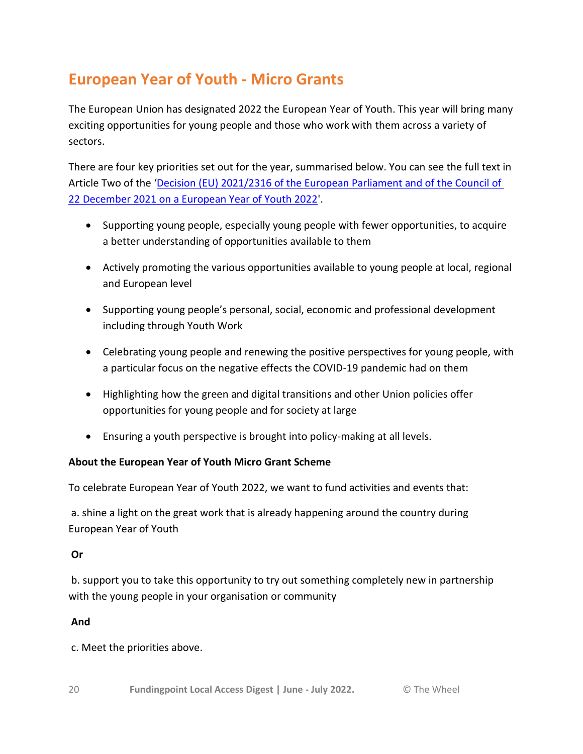## European Year of Youth - Micro Grants

The European Union has designated 2022 the European Year of Youth. This year will bring many exciting opportunities for young people and those who work with them across a variety of sectors.

There are four key priorities set out for the year, summarised below. You can see the full text in Article Two of the '[Decision (EU) 2021/2316 of the European Parliament and of the Council of 22 December 2021 on a European Year of Youth 2022]'.

- Supporting young people, especially young people with fewer opportunities, to acquire a better understanding of opportunities available to them
- Actively promoting the various opportunities available to young people at local, regional and European level
- Supporting young people's personal, social, economic and professional development including through Youth Work
- Celebrating young people and renewing the positive perspectives for young people, with a particular focus on the negative effects the COVID-19 pandemic had on them
- Highlighting how the green and digital transitions and other Union policies offer opportunities for young people and for society at large
- Ensuring a youth perspective is brought into policy-making at all levels.

**About the European Year of Youth Micro Grant Scheme**

To celebrate European Year of Youth 2022, we want to fund activities and events that:

a. shine a light on the great work that is already happening around the country during European Year of Youth

**Or**

b. support you to take this opportunity to try out something completely new in partnership with the young people in your organisation or community

**And**

c. Meet the priorities above.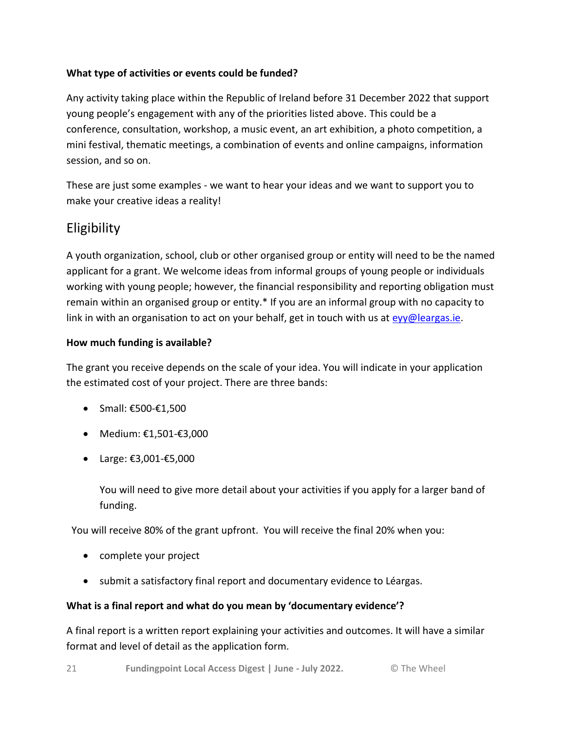**What type of activities or events could be funded?**

Any activity taking place within the Republic of Ireland before 31 December 2022 that support young people's engagement with any of the priorities listed above. This could be a conference, consultation, workshop, a music event, an art exhibition, a photo competition, a mini festival, thematic meetings, a combination of events and online campaigns, information session, and so on.

These are just some examples - we want to hear your ideas and we want to support you to make your creative ideas a reality!

## Eligibility

A youth organization, school, club or other organised group or entity will need to be the named applicant for a grant. We welcome ideas from informal groups of young people or individuals working with young people; however, the financial responsibility and reporting obligation must remain within an organised group or entity.* If you are an informal group with no capacity to link in with an organisation to act on your behalf, get in touch with us at [eyy@leargas.ie](mailto:eyy@leargas.ie).

**How much funding is available?**

The grant you receive depends on the scale of your idea. You will indicate in your application the estimated cost of your project. There are three bands:

- Small: €500-€1,500
- Medium: €1,501-€3,000
- Large: €3,001-€5,000

  You will need to give more detail about your activities if you apply for a larger band of funding.

You will receive 80% of the grant upfront. You will receive the final 20% when you:

- complete your project
- submit a satisfactory final report and documentary evidence to Léargas.

**What is a final report and what do you mean by 'documentary evidence'?**

A final report is a written report explaining your activities and outcomes. It will have a similar format and level of detail as the application form.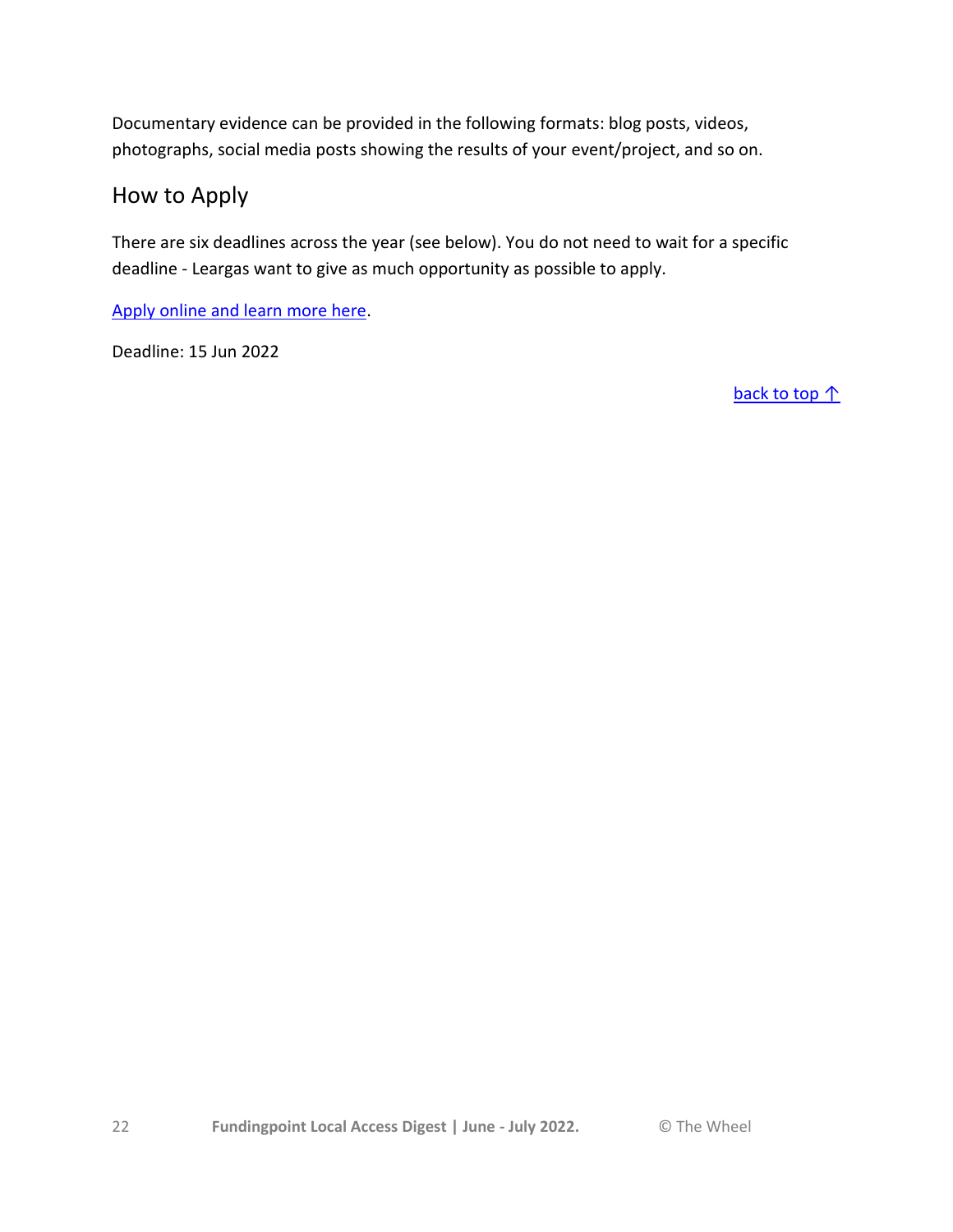Documentary evidence can be provided in the following formats: blog posts, videos, photographs, social media posts showing the results of your event/project, and so on.

## How to Apply

There are six deadlines across the year (see below). You do not need to wait for a specific deadline - Leargas want to give as much opportunity as possible to apply.

Apply online and learn more here.

Deadline: 15 Jun 2022

back to top ↑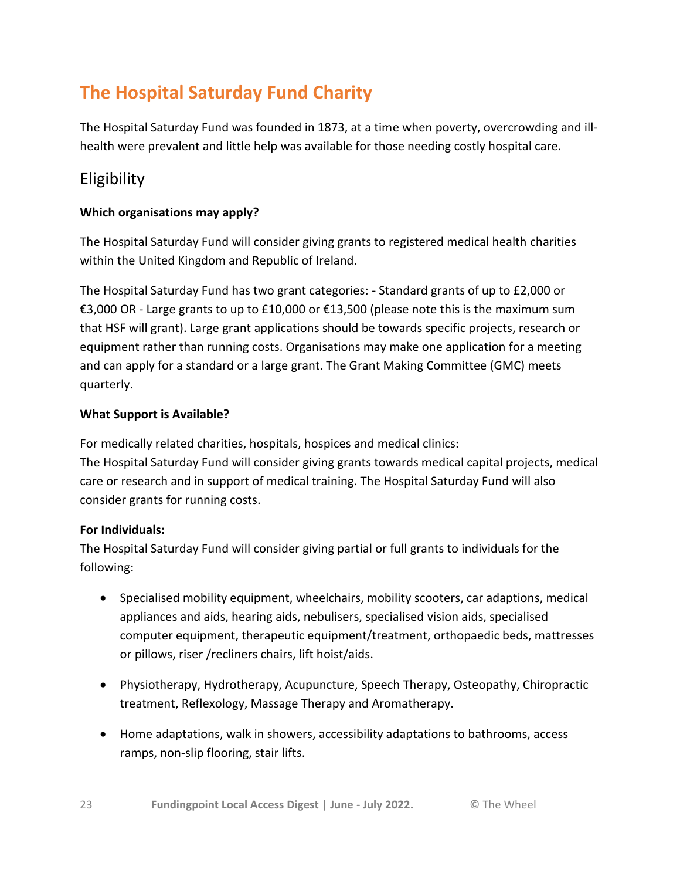# The Hospital Saturday Fund Charity

The Hospital Saturday Fund was founded in 1873, at a time when poverty, overcrowding and ill-health were prevalent and little help was available for those needing costly hospital care.

## Eligibility

**Which organisations may apply?**

The Hospital Saturday Fund will consider giving grants to registered medical health charities within the United Kingdom and Republic of Ireland.

The Hospital Saturday Fund has two grant categories: - Standard grants of up to £2,000 or €3,000 OR - Large grants to up to £10,000 or €13,500 (please note this is the maximum sum that HSF will grant). Large grant applications should be towards specific projects, research or equipment rather than running costs. Organisations may make one application for a meeting and can apply for a standard or a large grant. The Grant Making Committee (GMC) meets quarterly.

**What Support is Available?**

For medically related charities, hospitals, hospices and medical clinics:
The Hospital Saturday Fund will consider giving grants towards medical capital projects, medical care or research and in support of medical training. The Hospital Saturday Fund will also consider grants for running costs.

**For Individuals:**
The Hospital Saturday Fund will consider giving partial or full grants to individuals for the following:

- Specialised mobility equipment, wheelchairs, mobility scooters, car adaptions, medical appliances and aids, hearing aids, nebulisers, specialised vision aids, specialised computer equipment, therapeutic equipment/treatment, orthopaedic beds, mattresses or pillows, riser /recliners chairs, lift hoist/aids.

- Physiotherapy, Hydrotherapy, Acupuncture, Speech Therapy, Osteopathy, Chiropractic treatment, Reflexology, Massage Therapy and Aromatherapy.

- Home adaptations, walk in showers, accessibility adaptations to bathrooms, access ramps, non-slip flooring, stair lifts.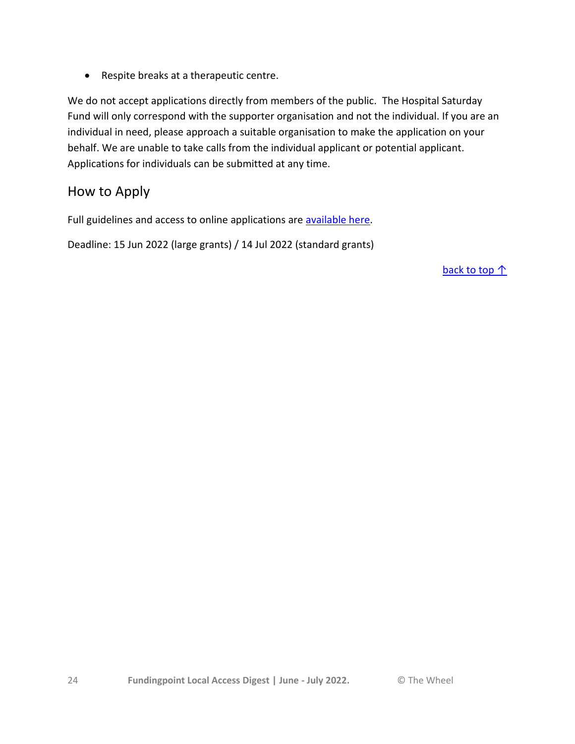- Respite breaks at a therapeutic centre.

We do not accept applications directly from members of the public. The Hospital Saturday Fund will only correspond with the supporter organisation and not the individual. If you are an individual in need, please approach a suitable organisation to make the application on your behalf. We are unable to take calls from the individual applicant or potential applicant. Applications for individuals can be submitted at any time.

## How to Apply

Full guidelines and access to online applications are available here.

Deadline: 15 Jun 2022 (large grants) / 14 Jul 2022 (standard grants)

back to top ↑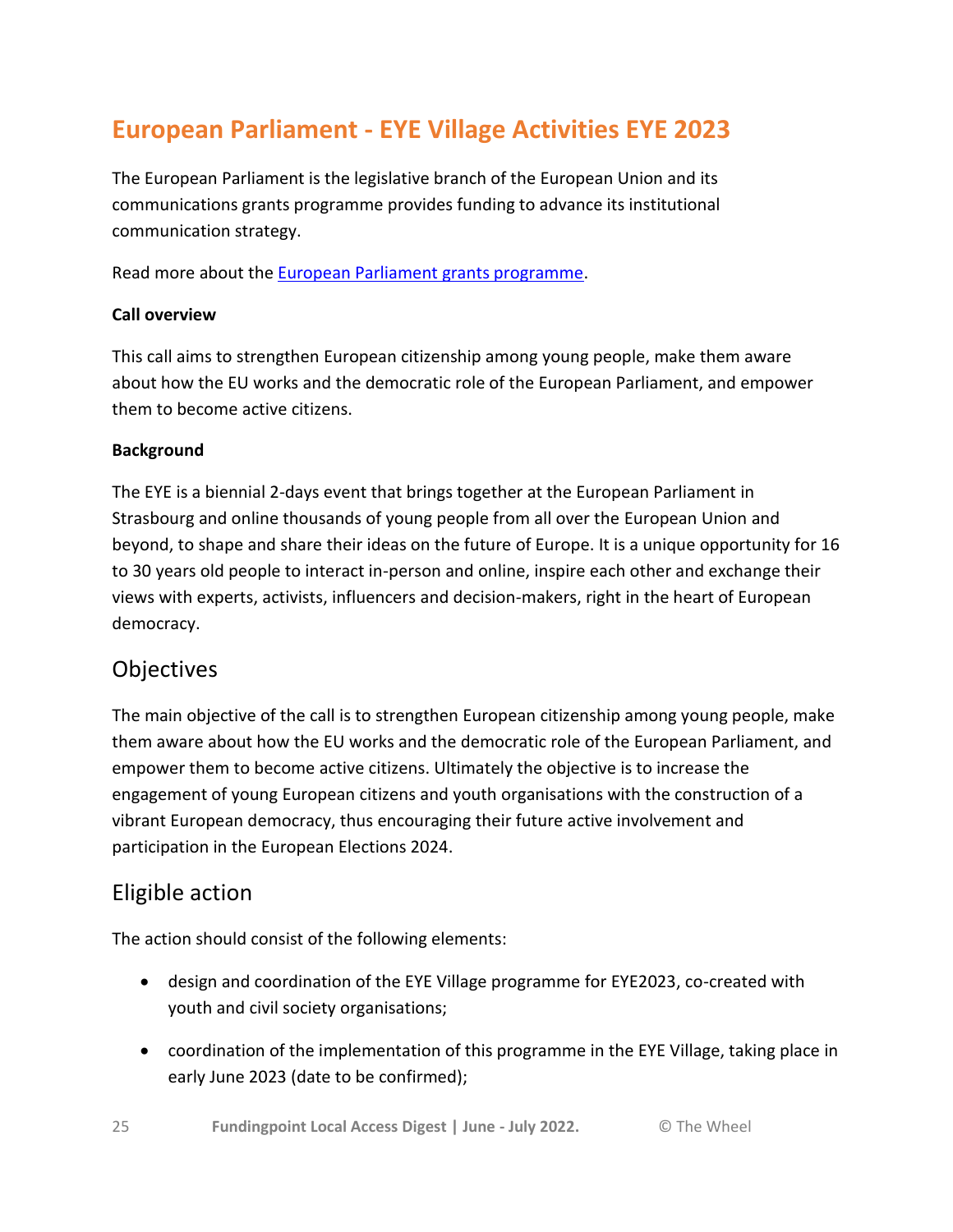# European Parliament - EYE Village Activities EYE 2023

The European Parliament is the legislative branch of the European Union and its communications grants programme provides funding to advance its institutional communication strategy.

Read more about the [European Parliament grants programme](#).

**Call overview**

This call aims to strengthen European citizenship among young people, make them aware about how the EU works and the democratic role of the European Parliament, and empower them to become active citizens.

**Background**

The EYE is a biennial 2-days event that brings together at the European Parliament in Strasbourg and online thousands of young people from all over the European Union and beyond, to shape and share their ideas on the future of Europe. It is a unique opportunity for 16 to 30 years old people to interact in-person and online, inspire each other and exchange their views with experts, activists, influencers and decision-makers, right in the heart of European democracy.

## Objectives

The main objective of the call is to strengthen European citizenship among young people, make them aware about how the EU works and the democratic role of the European Parliament, and empower them to become active citizens. Ultimately the objective is to increase the engagement of young European citizens and youth organisations with the construction of a vibrant European democracy, thus encouraging their future active involvement and participation in the European Elections 2024.

## Eligible action

The action should consist of the following elements:

- design and coordination of the EYE Village programme for EYE2023, co-created with youth and civil society organisations;
- coordination of the implementation of this programme in the EYE Village, taking place in early June 2023 (date to be confirmed);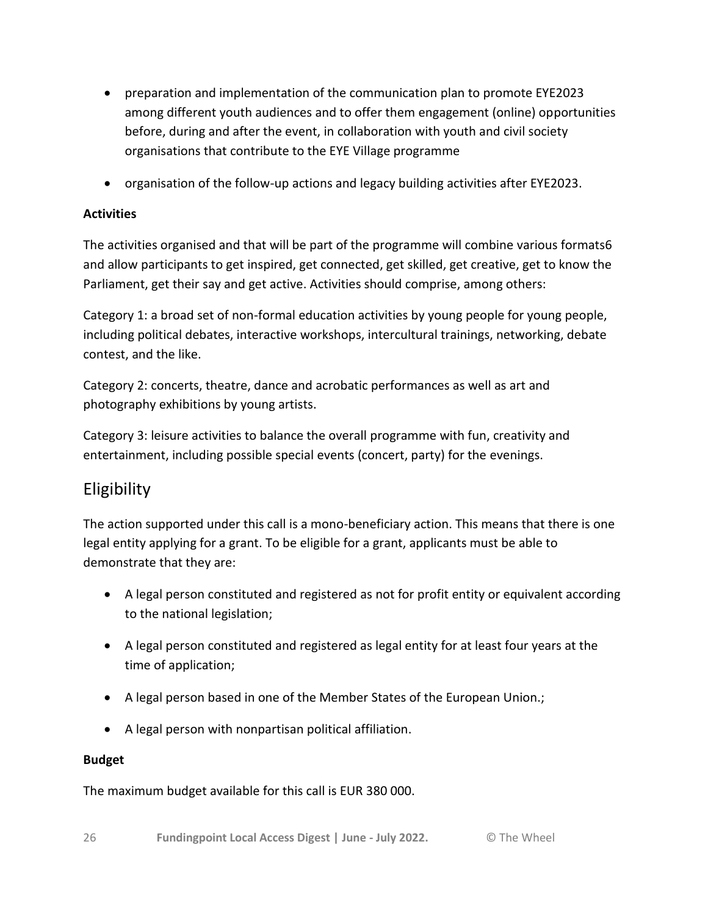- preparation and implementation of the communication plan to promote EYE2023 among different youth audiences and to offer them engagement (online) opportunities before, during and after the event, in collaboration with youth and civil society organisations that contribute to the EYE Village programme
- organisation of the follow-up actions and legacy building activities after EYE2023.

**Activities**

The activities organised and that will be part of the programme will combine various formats6 and allow participants to get inspired, get connected, get skilled, get creative, get to know the Parliament, get their say and get active. Activities should comprise, among others:

Category 1: a broad set of non-formal education activities by young people for young people, including political debates, interactive workshops, intercultural trainings, networking, debate contest, and the like.

Category 2: concerts, theatre, dance and acrobatic performances as well as art and photography exhibitions by young artists.

Category 3: leisure activities to balance the overall programme with fun, creativity and entertainment, including possible special events (concert, party) for the evenings.

## Eligibility

The action supported under this call is a mono-beneficiary action. This means that there is one legal entity applying for a grant. To be eligible for a grant, applicants must be able to demonstrate that they are:

- A legal person constituted and registered as not for profit entity or equivalent according to the national legislation;
- A legal person constituted and registered as legal entity for at least four years at the time of application;
- A legal person based in one of the Member States of the European Union.;
- A legal person with nonpartisan political affiliation.

**Budget**

The maximum budget available for this call is EUR 380 000.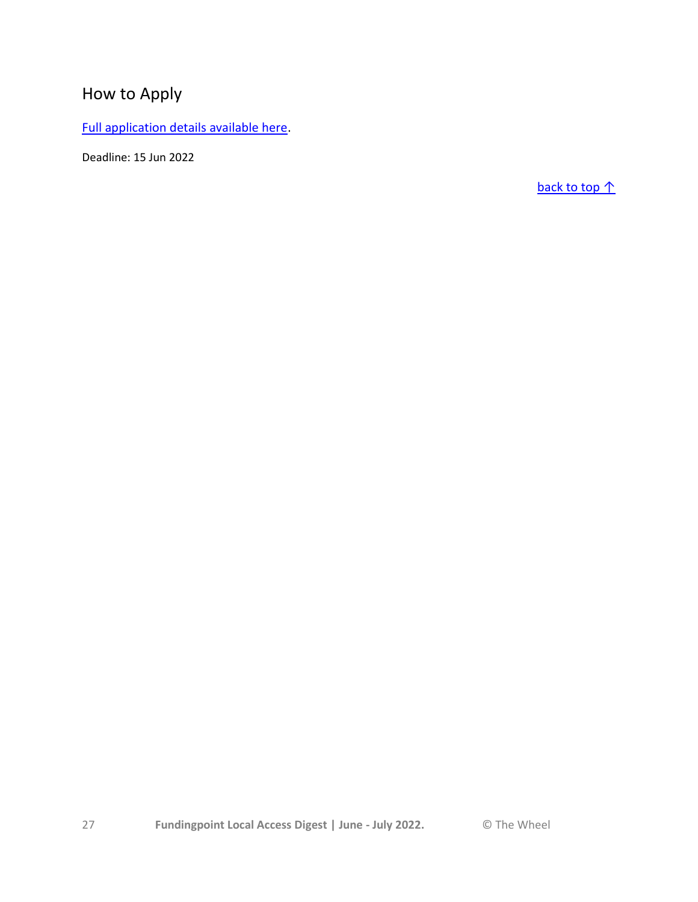## How to Apply

Full application details available here.

Deadline: 15 Jun 2022

back to top ↑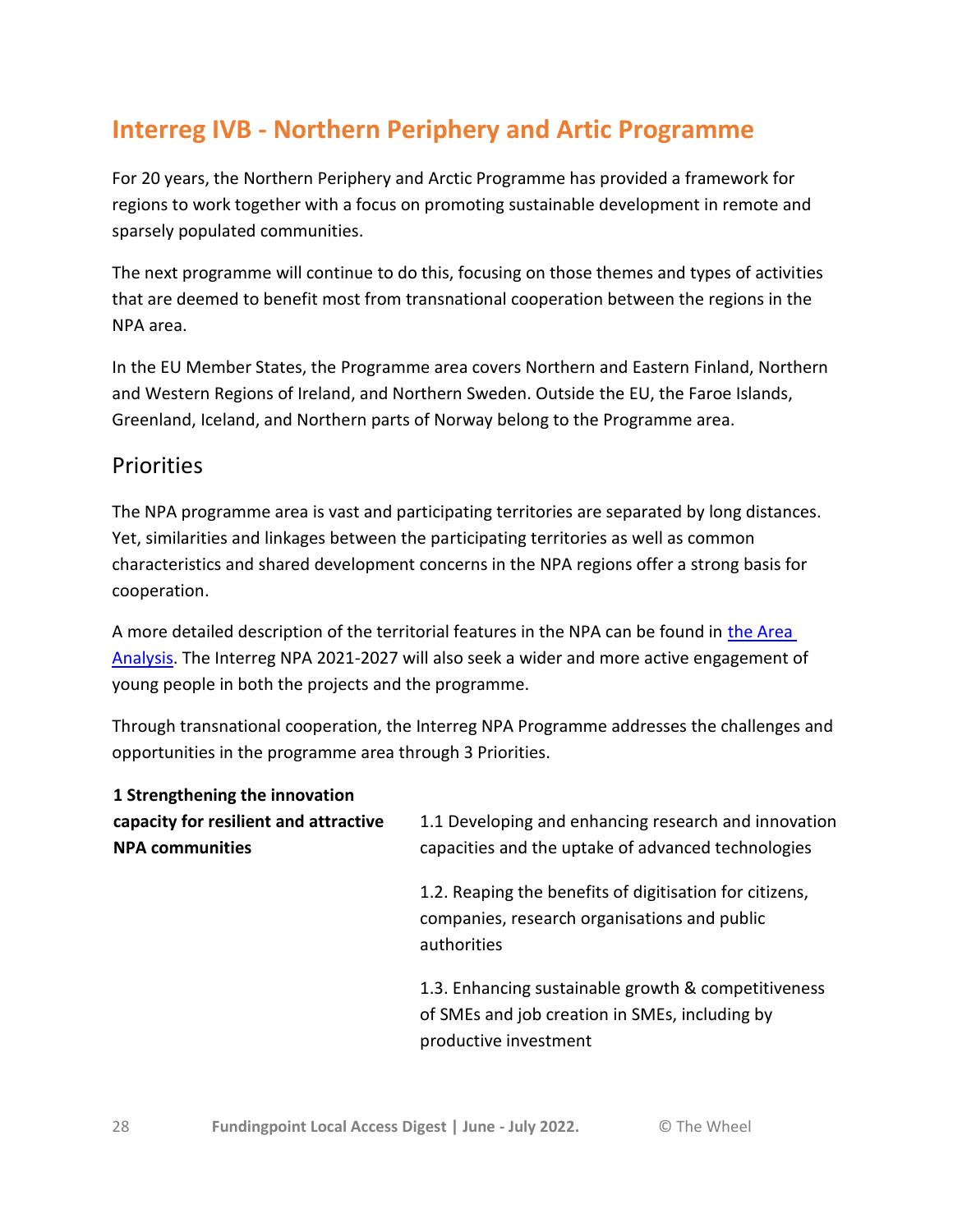## Interreg IVB - Northern Periphery and Artic Programme

For 20 years, the Northern Periphery and Arctic Programme has provided a framework for regions to work together with a focus on promoting sustainable development in remote and sparsely populated communities.

The next programme will continue to do this, focusing on those themes and types of activities that are deemed to benefit most from transnational cooperation between the regions in the NPA area.

In the EU Member States, the Programme area covers Northern and Eastern Finland, Northern and Western Regions of Ireland, and Northern Sweden. Outside the EU, the Faroe Islands, Greenland, Iceland, and Northern parts of Norway belong to the Programme area.

### Priorities

The NPA programme area is vast and participating territories are separated by long distances. Yet, similarities and linkages between the participating territories as well as common characteristics and shared development concerns in the NPA regions offer a strong basis for cooperation.

A more detailed description of the territorial features in the NPA can be found in [the Area Analysis](). The Interreg NPA 2021-2027 will also seek a wider and more active engagement of young people in both the projects and the programme.

Through transnational cooperation, the Interreg NPA Programme addresses the challenges and opportunities in the programme area through 3 Priorities.

| | |
|---|---|
| **1 Strengthening the innovation capacity for resilient and attractive NPA communities** | 1.1 Developing and enhancing research and innovation capacities and the uptake of advanced technologies |
| | 1.2. Reaping the benefits of digitisation for citizens, companies, research organisations and public authorities |
| | 1.3. Enhancing sustainable growth & competitiveness of SMEs and job creation in SMEs, including by productive investment |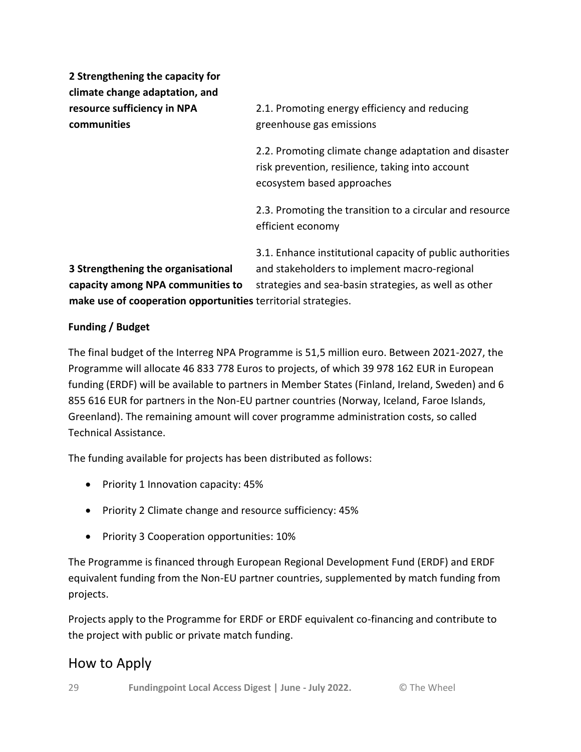| | |
|---|---|
| **2 Strengthening the capacity for climate change adaptation, and resource sufficiency in NPA communities** | 2.1. Promoting energy efficiency and reducing greenhouse gas emissions |
| | 2.2. Promoting climate change adaptation and disaster risk prevention, resilience, taking into account ecosystem based approaches |
| | 2.3. Promoting the transition to a circular and resource efficient economy |
| **3 Strengthening the organisational capacity among NPA communities to make use of cooperation opportunities** | 3.1. Enhance institutional capacity of public authorities and stakeholders to implement macro-regional strategies and sea-basin strategies, as well as other territorial strategies. |

**Funding / Budget**

The final budget of the Interreg NPA Programme is 51,5 million euro. Between 2021-2027, the Programme will allocate 46 833 778 Euros to projects, of which 39 978 162 EUR in European funding (ERDF) will be available to partners in Member States (Finland, Ireland, Sweden) and 6 855 616 EUR for partners in the Non-EU partner countries (Norway, Iceland, Faroe Islands, Greenland). The remaining amount will cover programme administration costs, so called Technical Assistance.

The funding available for projects has been distributed as follows:

- Priority 1 Innovation capacity: 45%
- Priority 2 Climate change and resource sufficiency: 45%
- Priority 3 Cooperation opportunities: 10%

The Programme is financed through European Regional Development Fund (ERDF) and ERDF equivalent funding from the Non-EU partner countries, supplemented by match funding from projects.

Projects apply to the Programme for ERDF or ERDF equivalent co-financing and contribute to the project with public or private match funding.

## How to Apply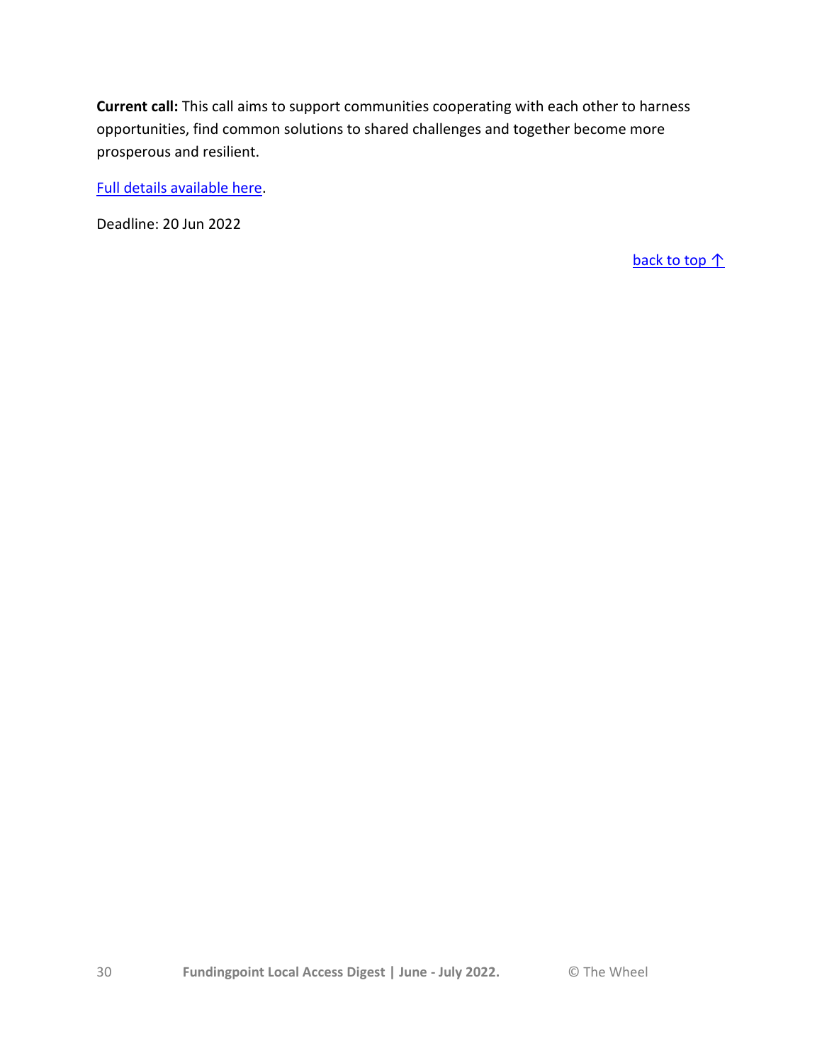**Current call:** This call aims to support communities cooperating with each other to harness opportunities, find common solutions to shared challenges and together become more prosperous and resilient.

Full details available here.

Deadline: 20 Jun 2022

back to top ↑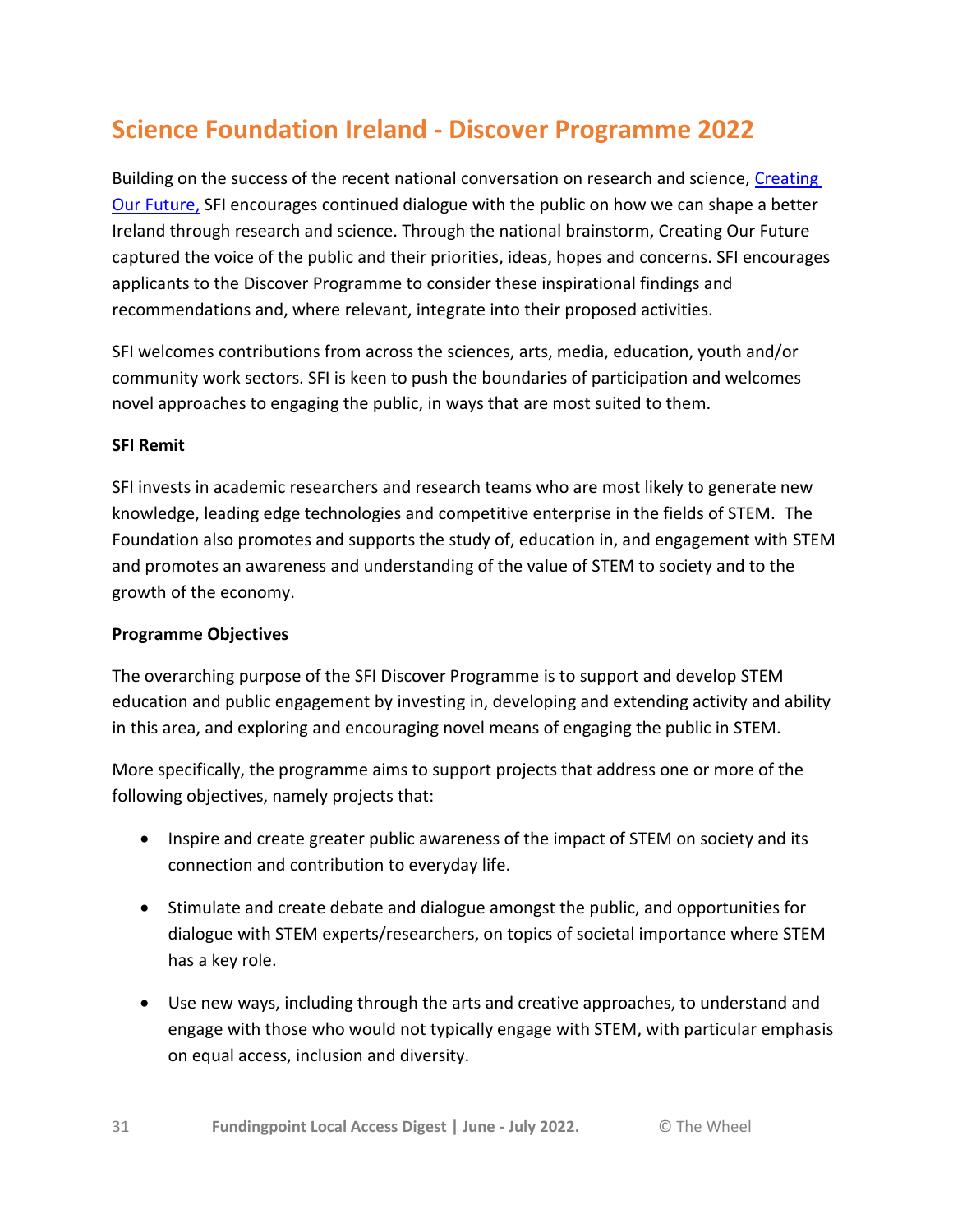# Science Foundation Ireland - Discover Programme 2022

Building on the success of the recent national conversation on research and science, [Creating Our Future,] SFI encourages continued dialogue with the public on how we can shape a better Ireland through research and science. Through the national brainstorm, Creating Our Future captured the voice of the public and their priorities, ideas, hopes and concerns. SFI encourages applicants to the Discover Programme to consider these inspirational findings and recommendations and, where relevant, integrate into their proposed activities.

SFI welcomes contributions from across the sciences, arts, media, education, youth and/or community work sectors. SFI is keen to push the boundaries of participation and welcomes novel approaches to engaging the public, in ways that are most suited to them.

**SFI Remit**

SFI invests in academic researchers and research teams who are most likely to generate new knowledge, leading edge technologies and competitive enterprise in the fields of STEM. The Foundation also promotes and supports the study of, education in, and engagement with STEM and promotes an awareness and understanding of the value of STEM to society and to the growth of the economy.

**Programme Objectives**

The overarching purpose of the SFI Discover Programme is to support and develop STEM education and public engagement by investing in, developing and extending activity and ability in this area, and exploring and encouraging novel means of engaging the public in STEM.

More specifically, the programme aims to support projects that address one or more of the following objectives, namely projects that:

- Inspire and create greater public awareness of the impact of STEM on society and its connection and contribution to everyday life.
- Stimulate and create debate and dialogue amongst the public, and opportunities for dialogue with STEM experts/researchers, on topics of societal importance where STEM has a key role.
- Use new ways, including through the arts and creative approaches, to understand and engage with those who would not typically engage with STEM, with particular emphasis on equal access, inclusion and diversity.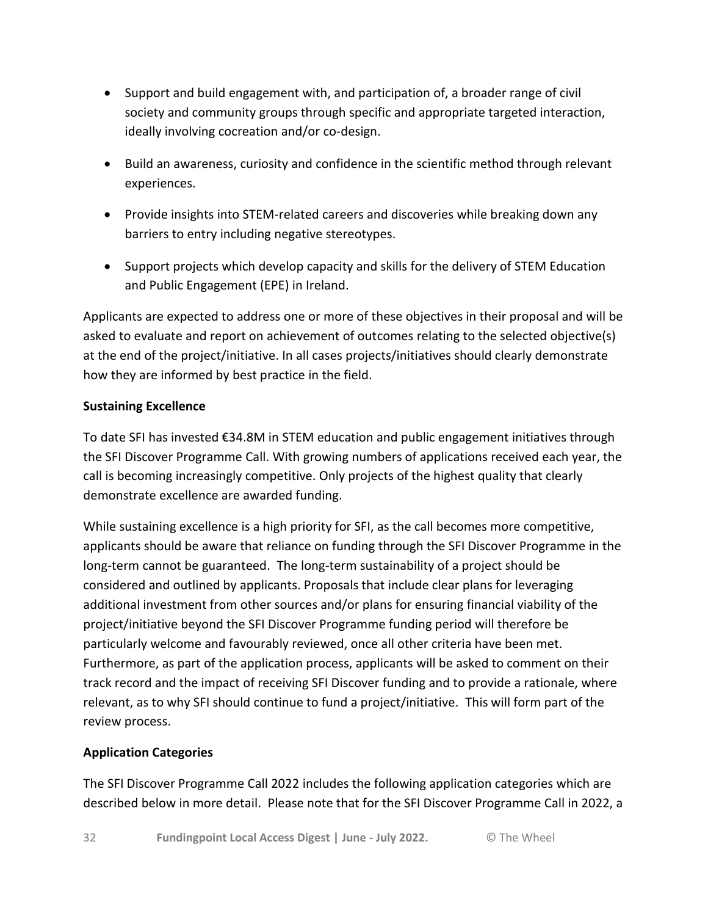- Support and build engagement with, and participation of, a broader range of civil society and community groups through specific and appropriate targeted interaction, ideally involving cocreation and/or co-design.
- Build an awareness, curiosity and confidence in the scientific method through relevant experiences.
- Provide insights into STEM-related careers and discoveries while breaking down any barriers to entry including negative stereotypes.
- Support projects which develop capacity and skills for the delivery of STEM Education and Public Engagement (EPE) in Ireland.

Applicants are expected to address one or more of these objectives in their proposal and will be asked to evaluate and report on achievement of outcomes relating to the selected objective(s) at the end of the project/initiative. In all cases projects/initiatives should clearly demonstrate how they are informed by best practice in the field.

**Sustaining Excellence**

To date SFI has invested €34.8M in STEM education and public engagement initiatives through the SFI Discover Programme Call. With growing numbers of applications received each year, the call is becoming increasingly competitive. Only projects of the highest quality that clearly demonstrate excellence are awarded funding.

While sustaining excellence is a high priority for SFI, as the call becomes more competitive, applicants should be aware that reliance on funding through the SFI Discover Programme in the long-term cannot be guaranteed. The long-term sustainability of a project should be considered and outlined by applicants. Proposals that include clear plans for leveraging additional investment from other sources and/or plans for ensuring financial viability of the project/initiative beyond the SFI Discover Programme funding period will therefore be particularly welcome and favourably reviewed, once all other criteria have been met. Furthermore, as part of the application process, applicants will be asked to comment on their track record and the impact of receiving SFI Discover funding and to provide a rationale, where relevant, as to why SFI should continue to fund a project/initiative. This will form part of the review process.

**Application Categories**

The SFI Discover Programme Call 2022 includes the following application categories which are described below in more detail. Please note that for the SFI Discover Programme Call in 2022, a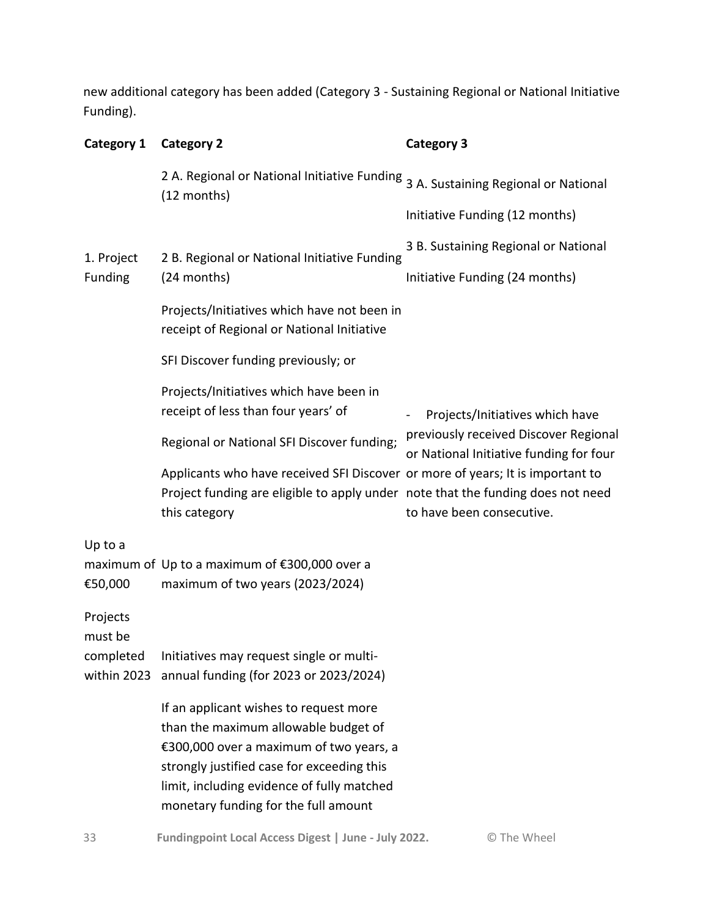new additional category has been added (Category 3 - Sustaining Regional or National Initiative Funding).

| Category 1 | Category 2 | Category 3 |
| --- | --- | --- |
| 1. Project Funding | 2 A. Regional or National Initiative Funding (12 months)<br><br>2 B. Regional or National Initiative Funding (24 months)<br><br>Projects/Initiatives which have not been in receipt of Regional or National Initiative SFI Discover funding previously; or<br><br>Projects/Initiatives which have been in receipt of less than four years' of Regional or National SFI Discover funding;<br><br>Applicants who have received SFI Discover Project funding are eligible to apply under this category | 3 A. Sustaining Regional or National Initiative Funding (12 months)<br><br>3 B. Sustaining Regional or National Initiative Funding (24 months)<br><br>- Projects/Initiatives which have previously received Discover Regional or National Initiative funding for four or more of years; It is important to note that the funding does not need to have been consecutive. |
| Up to a maximum of €50,000 | Up to a maximum of €300,000 over a maximum of two years (2023/2024) | |
| Projects must be completed within 2023 | Initiatives may request single or multi-annual funding (for 2023 or 2023/2024)<br><br>If an applicant wishes to request more than the maximum allowable budget of €300,000 over a maximum of two years, a strongly justified case for exceeding this limit, including evidence of fully matched monetary funding for the full amount | |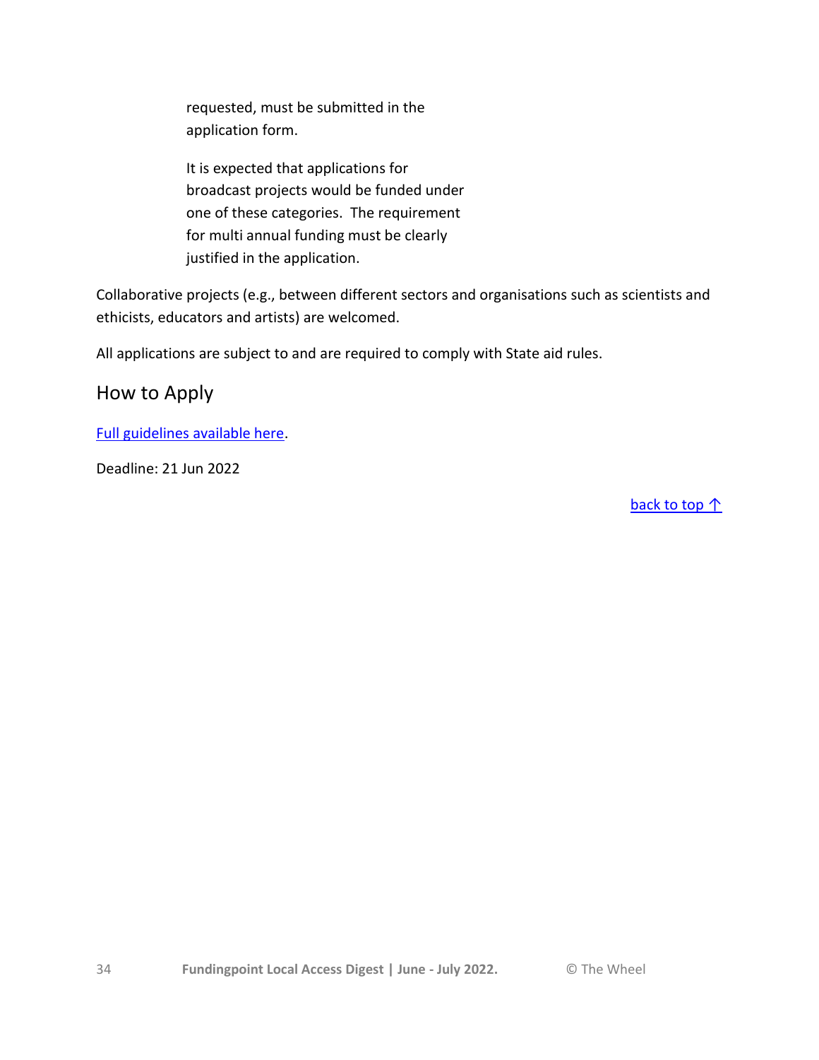requested, must be submitted in the application form.

It is expected that applications for broadcast projects would be funded under one of these categories. The requirement for multi annual funding must be clearly justified in the application.

Collaborative projects (e.g., between different sectors and organisations such as scientists and ethicists, educators and artists) are welcomed.

All applications are subject to and are required to comply with State aid rules.

## How to Apply

Full guidelines available here.

Deadline: 21 Jun 2022

back to top ↑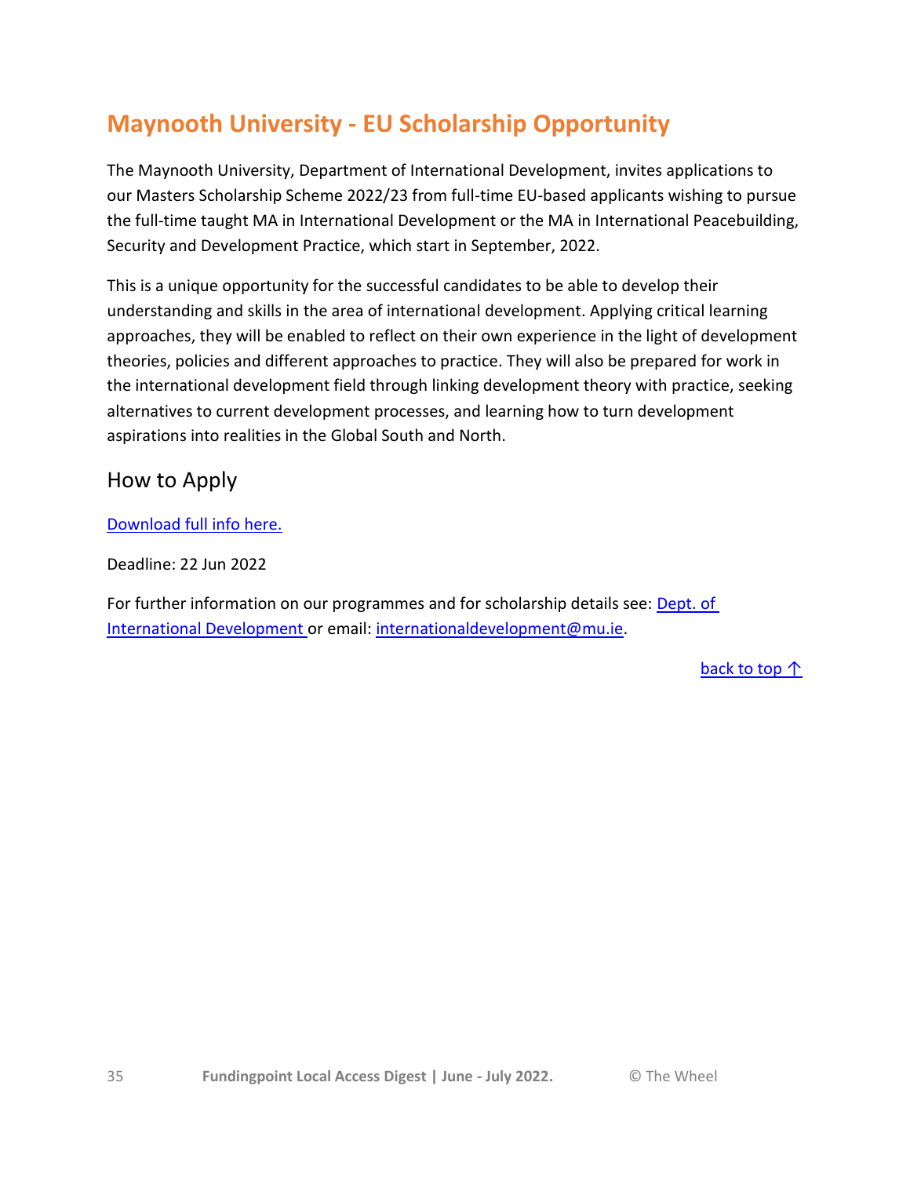## Maynooth University - EU Scholarship Opportunity

The Maynooth University, Department of International Development, invites applications to our Masters Scholarship Scheme 2022/23 from full-time EU-based applicants wishing to pursue the full-time taught MA in International Development or the MA in International Peacebuilding, Security and Development Practice, which start in September, 2022.

This is a unique opportunity for the successful candidates to be able to develop their understanding and skills in the area of international development. Applying critical learning approaches, they will be enabled to reflect on their own experience in the light of development theories, policies and different approaches to practice. They will also be prepared for work in the international development field through linking development theory with practice, seeking alternatives to current development processes, and learning how to turn development aspirations into realities in the Global South and North.

### How to Apply

Download full info here.

Deadline: 22 Jun 2022

For further information on our programmes and for scholarship details see: Dept. of International Development or email: internationaldevelopment@mu.ie.

back to top ↑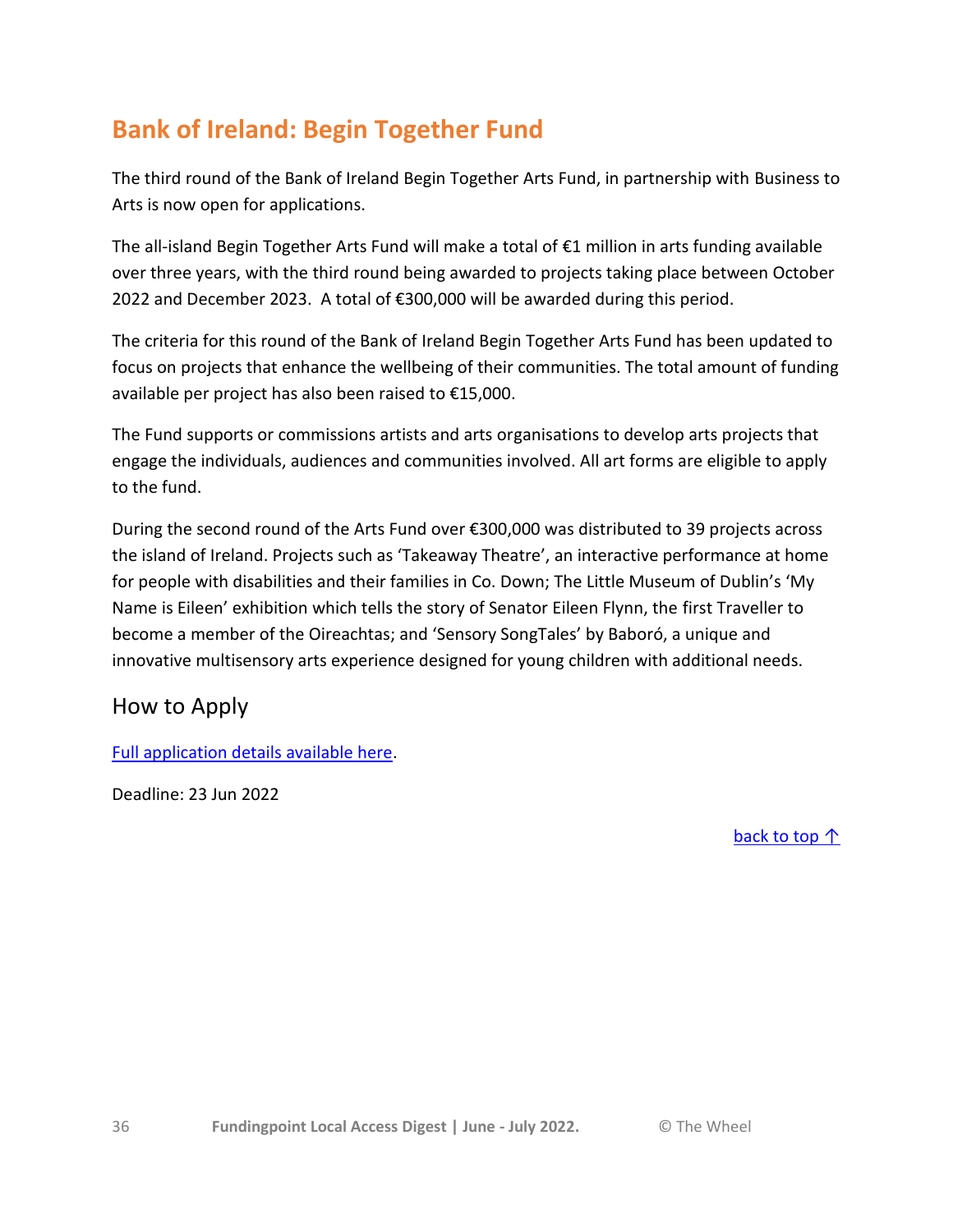## Bank of Ireland: Begin Together Fund

The third round of the Bank of Ireland Begin Together Arts Fund, in partnership with Business to Arts is now open for applications.

The all-island Begin Together Arts Fund will make a total of €1 million in arts funding available over three years, with the third round being awarded to projects taking place between October 2022 and December 2023. A total of €300,000 will be awarded during this period.

The criteria for this round of the Bank of Ireland Begin Together Arts Fund has been updated to focus on projects that enhance the wellbeing of their communities. The total amount of funding available per project has also been raised to €15,000.

The Fund supports or commissions artists and arts organisations to develop arts projects that engage the individuals, audiences and communities involved. All art forms are eligible to apply to the fund.

During the second round of the Arts Fund over €300,000 was distributed to 39 projects across the island of Ireland. Projects such as 'Takeaway Theatre', an interactive performance at home for people with disabilities and their families in Co. Down; The Little Museum of Dublin's 'My Name is Eileen' exhibition which tells the story of Senator Eileen Flynn, the first Traveller to become a member of the Oireachtas; and 'Sensory SongTales' by Baboró, a unique and innovative multisensory arts experience designed for young children with additional needs.

### How to Apply

Full application details available here.

Deadline: 23 Jun 2022

back to top ↑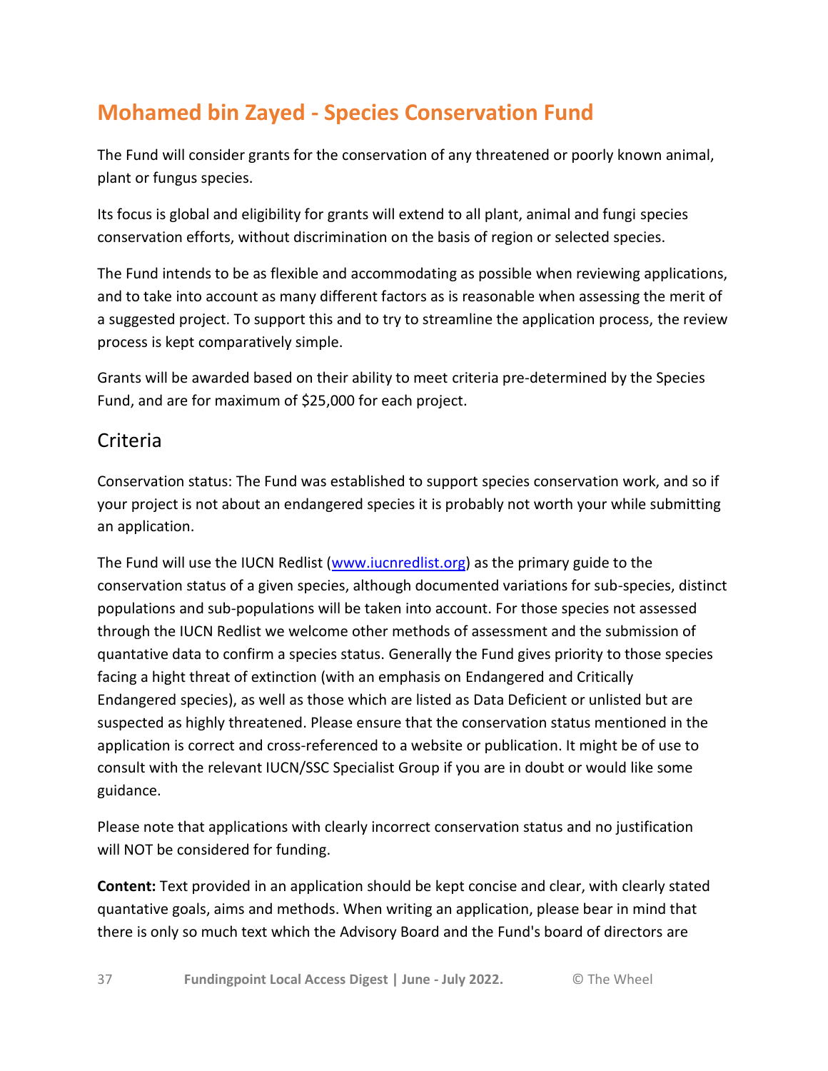## Mohamed bin Zayed - Species Conservation Fund

The Fund will consider grants for the conservation of any threatened or poorly known animal, plant or fungus species.

Its focus is global and eligibility for grants will extend to all plant, animal and fungi species conservation efforts, without discrimination on the basis of region or selected species.

The Fund intends to be as flexible and accommodating as possible when reviewing applications, and to take into account as many different factors as is reasonable when assessing the merit of a suggested project. To support this and to try to streamline the application process, the review process is kept comparatively simple.

Grants will be awarded based on their ability to meet criteria pre-determined by the Species Fund, and are for maximum of $25,000 for each project.

### Criteria

Conservation status: The Fund was established to support species conservation work, and so if your project is not about an endangered species it is probably not worth your while submitting an application.

The Fund will use the IUCN Redlist ([www.iucnredlist.org](http://www.iucnredlist.org)) as the primary guide to the conservation status of a given species, although documented variations for sub-species, distinct populations and sub-populations will be taken into account. For those species not assessed through the IUCN Redlist we welcome other methods of assessment and the submission of quantative data to confirm a species status. Generally the Fund gives priority to those species facing a hight threat of extinction (with an emphasis on Endangered and Critically Endangered species), as well as those which are listed as Data Deficient or unlisted but are suspected as highly threatened. Please ensure that the conservation status mentioned in the application is correct and cross-referenced to a website or publication. It might be of use to consult with the relevant IUCN/SSC Specialist Group if you are in doubt or would like some guidance.

Please note that applications with clearly incorrect conservation status and no justification will NOT be considered for funding.

**Content:** Text provided in an application should be kept concise and clear, with clearly stated quantative goals, aims and methods. When writing an application, please bear in mind that there is only so much text which the Advisory Board and the Fund's board of directors are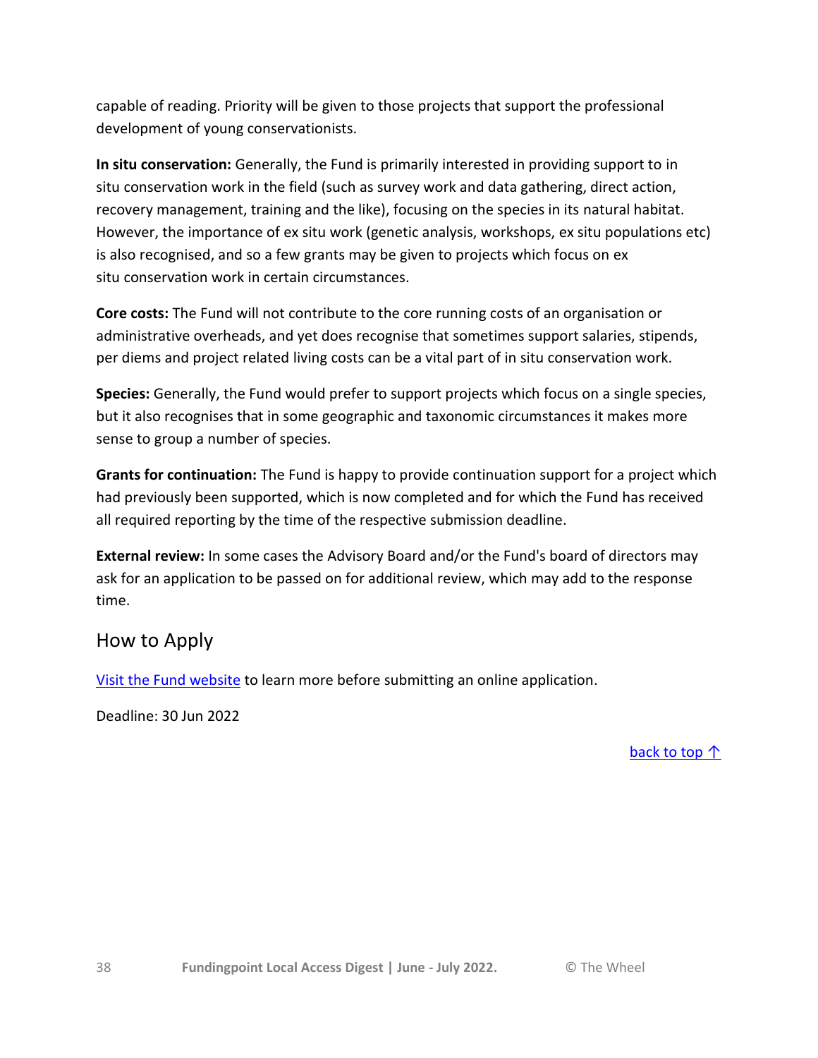capable of reading. Priority will be given to those projects that support the professional development of young conservationists.

**In situ conservation:** Generally, the Fund is primarily interested in providing support to in situ conservation work in the field (such as survey work and data gathering, direct action, recovery management, training and the like), focusing on the species in its natural habitat. However, the importance of ex situ work (genetic analysis, workshops, ex situ populations etc) is also recognised, and so a few grants may be given to projects which focus on ex situ conservation work in certain circumstances.

**Core costs:** The Fund will not contribute to the core running costs of an organisation or administrative overheads, and yet does recognise that sometimes support salaries, stipends, per diems and project related living costs can be a vital part of in situ conservation work.

**Species:** Generally, the Fund would prefer to support projects which focus on a single species, but it also recognises that in some geographic and taxonomic circumstances it makes more sense to group a number of species.

**Grants for continuation:** The Fund is happy to provide continuation support for a project which had previously been supported, which is now completed and for which the Fund has received all required reporting by the time of the respective submission deadline.

**External review:** In some cases the Advisory Board and/or the Fund's board of directors may ask for an application to be passed on for additional review, which may add to the response time.

## How to Apply

Visit the Fund website to learn more before submitting an online application.

Deadline: 30 Jun 2022

back to top ↑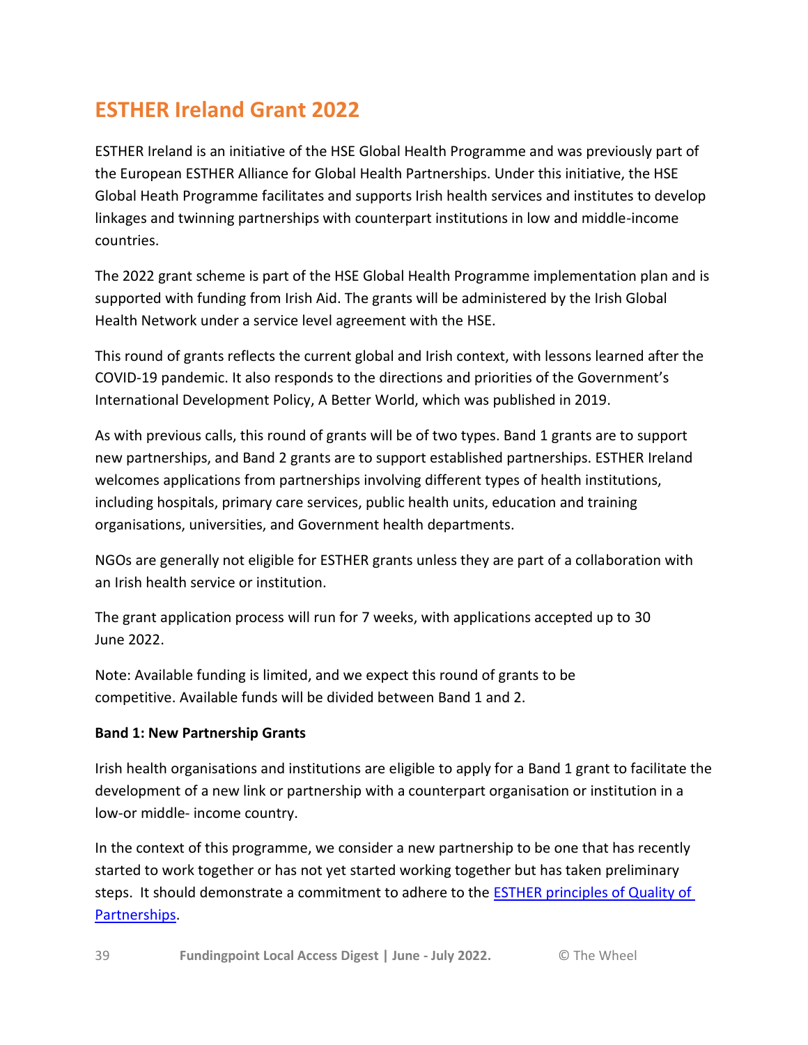# ESTHER Ireland Grant 2022

ESTHER Ireland is an initiative of the HSE Global Health Programme and was previously part of the European ESTHER Alliance for Global Health Partnerships. Under this initiative, the HSE Global Heath Programme facilitates and supports Irish health services and institutes to develop linkages and twinning partnerships with counterpart institutions in low and middle-income countries.

The 2022 grant scheme is part of the HSE Global Health Programme implementation plan and is supported with funding from Irish Aid. The grants will be administered by the Irish Global Health Network under a service level agreement with the HSE.

This round of grants reflects the current global and Irish context, with lessons learned after the COVID-19 pandemic. It also responds to the directions and priorities of the Government's International Development Policy, A Better World, which was published in 2019.

As with previous calls, this round of grants will be of two types. Band 1 grants are to support new partnerships, and Band 2 grants are to support established partnerships. ESTHER Ireland welcomes applications from partnerships involving different types of health institutions, including hospitals, primary care services, public health units, education and training organisations, universities, and Government health departments.

NGOs are generally not eligible for ESTHER grants unless they are part of a collaboration with an Irish health service or institution.

The grant application process will run for 7 weeks, with applications accepted up to 30 June 2022.

Note: Available funding is limited, and we expect this round of grants to be competitive. Available funds will be divided between Band 1 and 2.

**Band 1: New Partnership Grants**

Irish health organisations and institutions are eligible to apply for a Band 1 grant to facilitate the development of a new link or partnership with a counterpart organisation or institution in a low-or middle- income country.

In the context of this programme, we consider a new partnership to be one that has recently started to work together or has not yet started working together but has taken preliminary steps. It should demonstrate a commitment to adhere to the [ESTHER principles of Quality of Partnerships](ESTHER principles of Quality of Partnerships).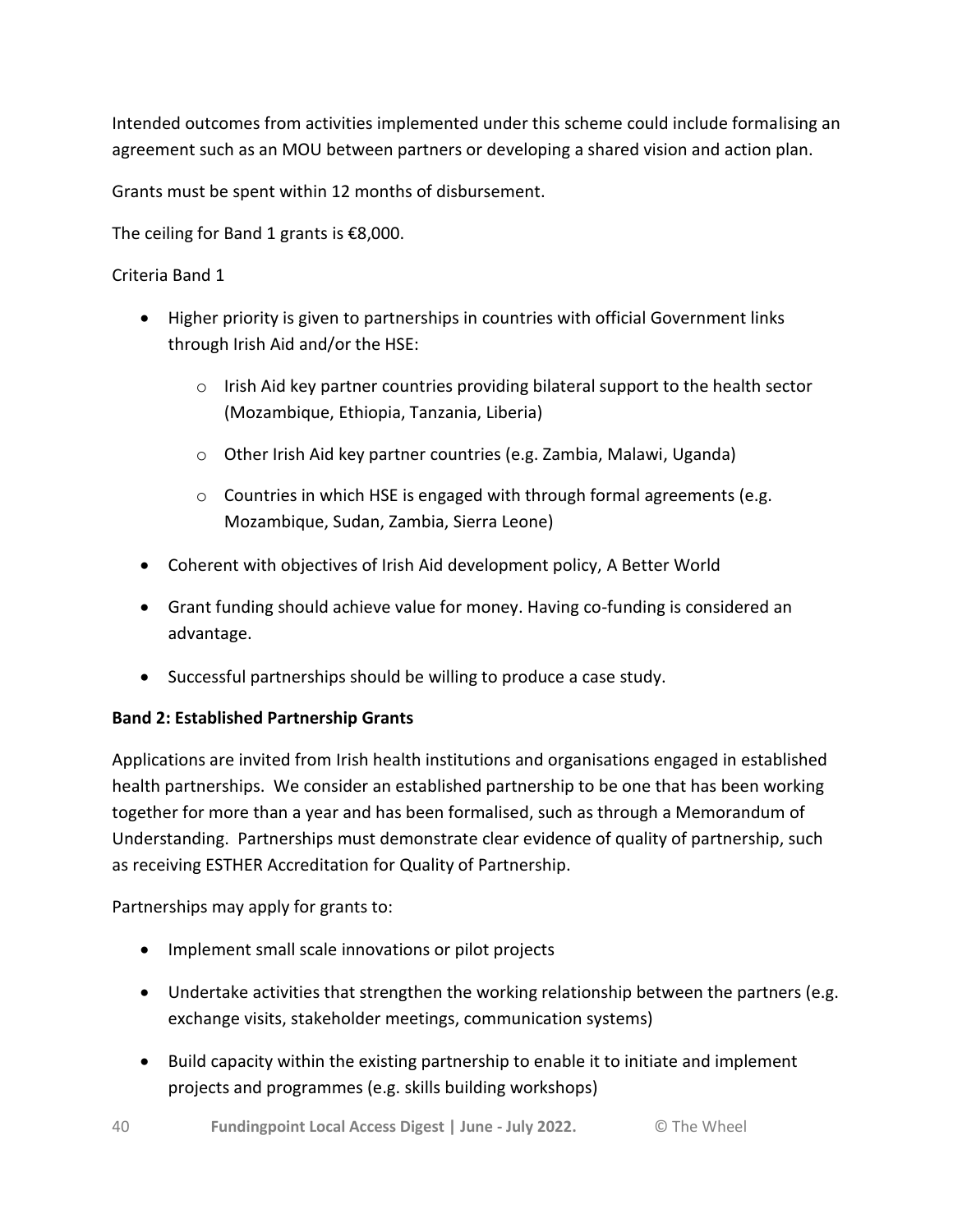Intended outcomes from activities implemented under this scheme could include formalising an agreement such as an MOU between partners or developing a shared vision and action plan.

Grants must be spent within 12 months of disbursement.

The ceiling for Band 1 grants is €8,000.

Criteria Band 1

- Higher priority is given to partnerships in countries with official Government links through Irish Aid and/or the HSE:
  - Irish Aid key partner countries providing bilateral support to the health sector (Mozambique, Ethiopia, Tanzania, Liberia)
  - Other Irish Aid key partner countries (e.g. Zambia, Malawi, Uganda)
  - Countries in which HSE is engaged with through formal agreements (e.g. Mozambique, Sudan, Zambia, Sierra Leone)
- Coherent with objectives of Irish Aid development policy, A Better World
- Grant funding should achieve value for money. Having co-funding is considered an advantage.
- Successful partnerships should be willing to produce a case study.

**Band 2: Established Partnership Grants**

Applications are invited from Irish health institutions and organisations engaged in established health partnerships. We consider an established partnership to be one that has been working together for more than a year and has been formalised, such as through a Memorandum of Understanding. Partnerships must demonstrate clear evidence of quality of partnership, such as receiving ESTHER Accreditation for Quality of Partnership.

Partnerships may apply for grants to:

- Implement small scale innovations or pilot projects
- Undertake activities that strengthen the working relationship between the partners (e.g. exchange visits, stakeholder meetings, communication systems)
- Build capacity within the existing partnership to enable it to initiate and implement projects and programmes (e.g. skills building workshops)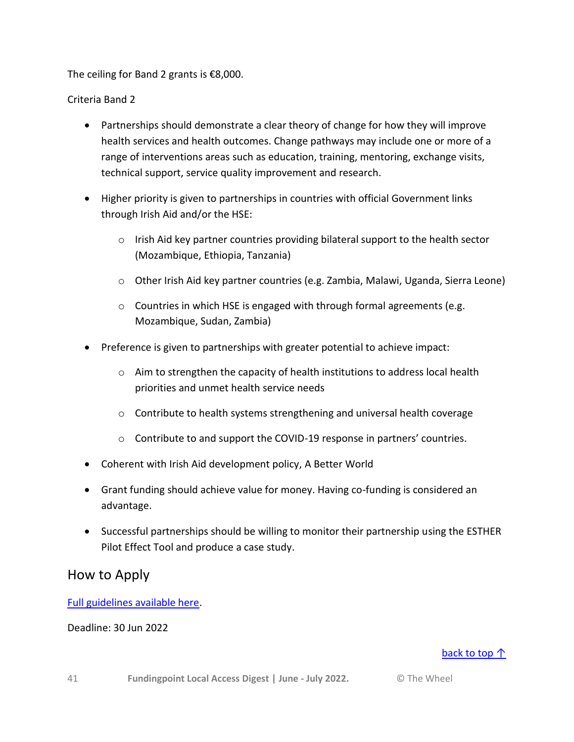The ceiling for Band 2 grants is €8,000.

Criteria Band 2

- Partnerships should demonstrate a clear theory of change for how they will improve health services and health outcomes. Change pathways may include one or more of a range of interventions areas such as education, training, mentoring, exchange visits, technical support, service quality improvement and research.
- Higher priority is given to partnerships in countries with official Government links through Irish Aid and/or the HSE:
  - Irish Aid key partner countries providing bilateral support to the health sector (Mozambique, Ethiopia, Tanzania)
  - Other Irish Aid key partner countries (e.g. Zambia, Malawi, Uganda, Sierra Leone)
  - Countries in which HSE is engaged with through formal agreements (e.g. Mozambique, Sudan, Zambia)
- Preference is given to partnerships with greater potential to achieve impact:
  - Aim to strengthen the capacity of health institutions to address local health priorities and unmet health service needs
  - Contribute to health systems strengthening and universal health coverage
  - Contribute to and support the COVID-19 response in partners' countries.
- Coherent with Irish Aid development policy, A Better World
- Grant funding should achieve value for money. Having co-funding is considered an advantage.
- Successful partnerships should be willing to monitor their partnership using the ESTHER Pilot Effect Tool and produce a case study.

## How to Apply

Full guidelines available here.

Deadline: 30 Jun 2022

back to top ↑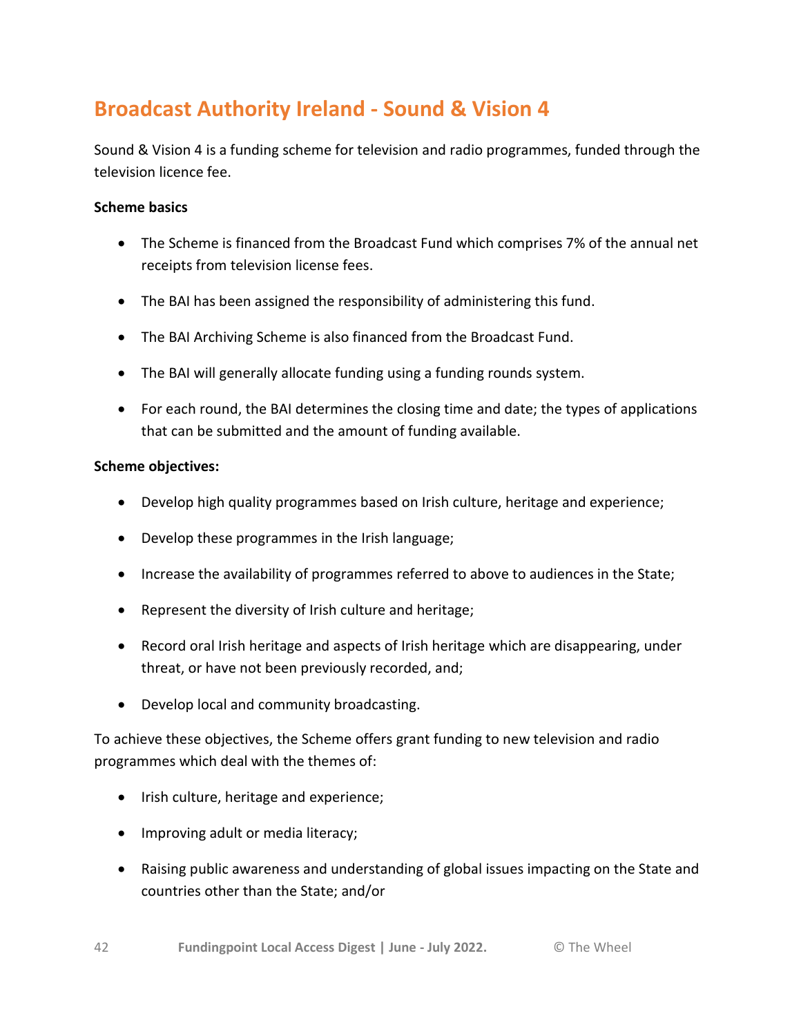## Broadcast Authority Ireland - Sound & Vision 4

Sound & Vision 4 is a funding scheme for television and radio programmes, funded through the television licence fee.

**Scheme basics**

- The Scheme is financed from the Broadcast Fund which comprises 7% of the annual net receipts from television license fees.
- The BAI has been assigned the responsibility of administering this fund.
- The BAI Archiving Scheme is also financed from the Broadcast Fund.
- The BAI will generally allocate funding using a funding rounds system.
- For each round, the BAI determines the closing time and date; the types of applications that can be submitted and the amount of funding available.

**Scheme objectives:**

- Develop high quality programmes based on Irish culture, heritage and experience;
- Develop these programmes in the Irish language;
- Increase the availability of programmes referred to above to audiences in the State;
- Represent the diversity of Irish culture and heritage;
- Record oral Irish heritage and aspects of Irish heritage which are disappearing, under threat, or have not been previously recorded, and;
- Develop local and community broadcasting.

To achieve these objectives, the Scheme offers grant funding to new television and radio programmes which deal with the themes of:

- Irish culture, heritage and experience;
- Improving adult or media literacy;
- Raising public awareness and understanding of global issues impacting on the State and countries other than the State; and/or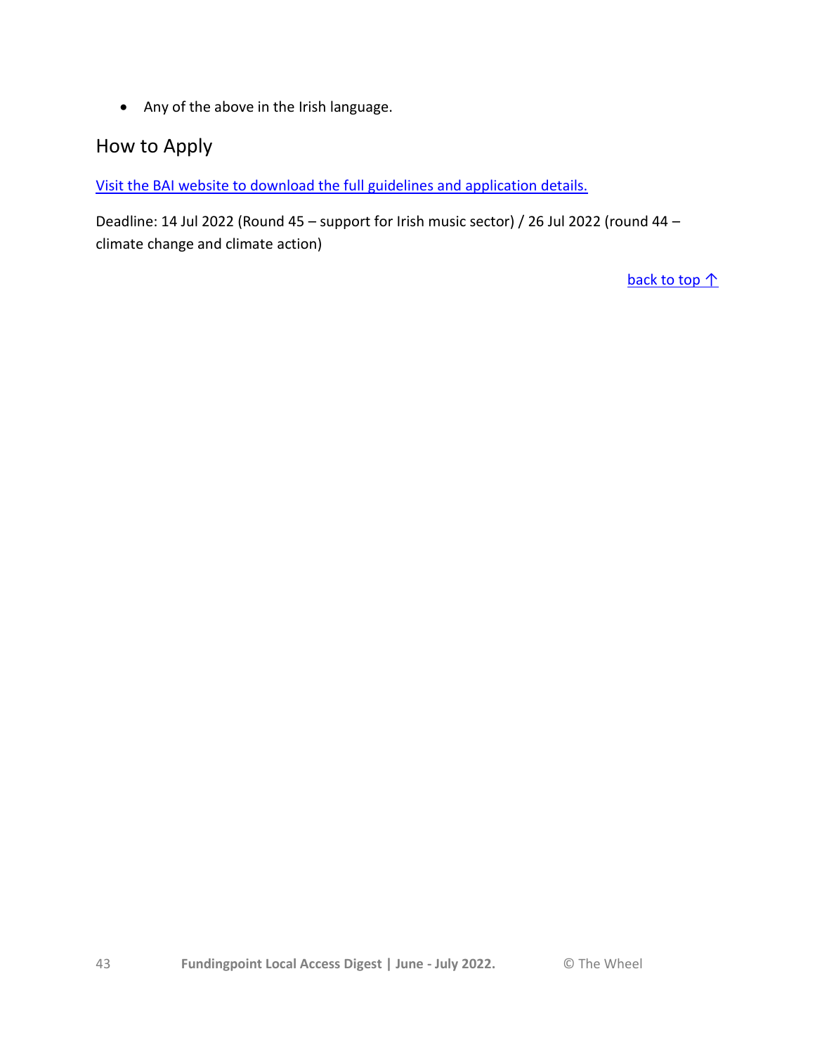- Any of the above in the Irish language.

## How to Apply

Visit the BAI website to download the full guidelines and application details.

Deadline: 14 Jul 2022 (Round 45 – support for Irish music sector) / 26 Jul 2022 (round 44 – climate change and climate action)

back to top ↑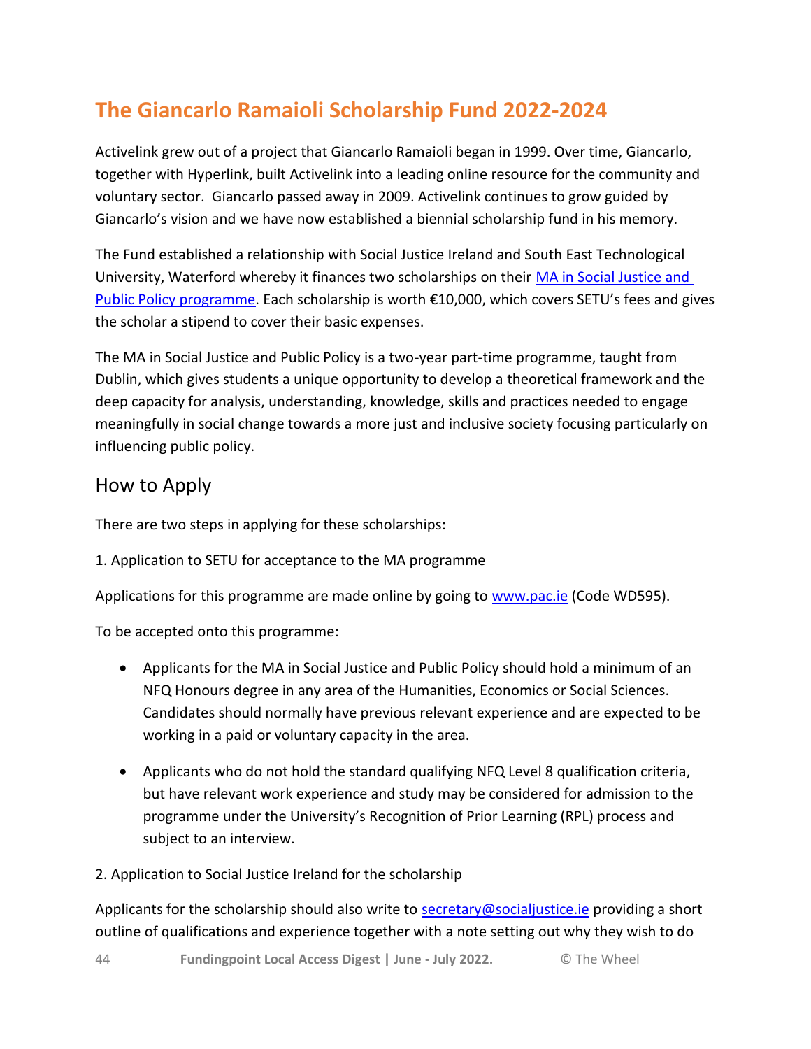## The Giancarlo Ramaioli Scholarship Fund 2022-2024

Activelink grew out of a project that Giancarlo Ramaioli began in 1999. Over time, Giancarlo, together with Hyperlink, built Activelink into a leading online resource for the community and voluntary sector. Giancarlo passed away in 2009. Activelink continues to grow guided by Giancarlo's vision and we have now established a biennial scholarship fund in his memory.

The Fund established a relationship with Social Justice Ireland and South East Technological University, Waterford whereby it finances two scholarships on their MA in Social Justice and Public Policy programme. Each scholarship is worth €10,000, which covers SETU's fees and gives the scholar a stipend to cover their basic expenses.

The MA in Social Justice and Public Policy is a two-year part-time programme, taught from Dublin, which gives students a unique opportunity to develop a theoretical framework and the deep capacity for analysis, understanding, knowledge, skills and practices needed to engage meaningfully in social change towards a more just and inclusive society focusing particularly on influencing public policy.

### How to Apply

There are two steps in applying for these scholarships:

1. Application to SETU for acceptance to the MA programme

Applications for this programme are made online by going to www.pac.ie (Code WD595).

To be accepted onto this programme:

- Applicants for the MA in Social Justice and Public Policy should hold a minimum of an NFQ Honours degree in any area of the Humanities, Economics or Social Sciences. Candidates should normally have previous relevant experience and are expected to be working in a paid or voluntary capacity in the area.
- Applicants who do not hold the standard qualifying NFQ Level 8 qualification criteria, but have relevant work experience and study may be considered for admission to the programme under the University's Recognition of Prior Learning (RPL) process and subject to an interview.

2. Application to Social Justice Ireland for the scholarship

Applicants for the scholarship should also write to secretary@socialjustice.ie providing a short outline of qualifications and experience together with a note setting out why they wish to do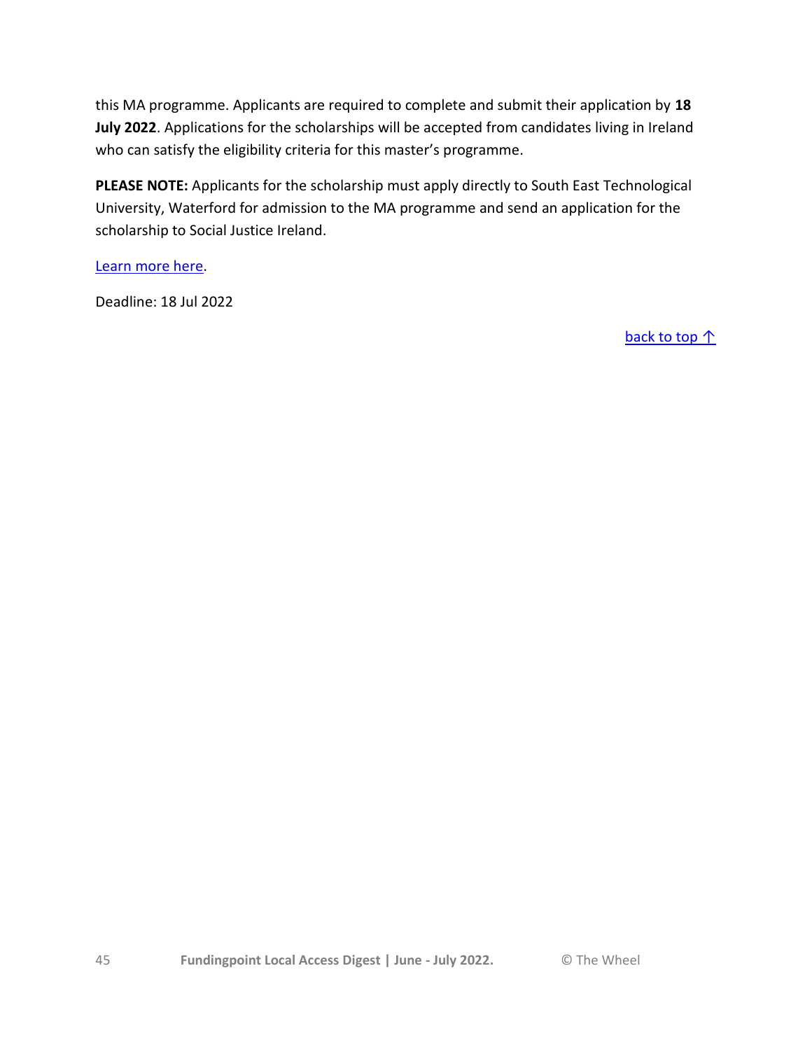this MA programme. Applicants are required to complete and submit their application by **18 July 2022**. Applications for the scholarships will be accepted from candidates living in Ireland who can satisfy the eligibility criteria for this master's programme.

**PLEASE NOTE:** Applicants for the scholarship must apply directly to South East Technological University, Waterford for admission to the MA programme and send an application for the scholarship to Social Justice Ireland.

Learn more here.

Deadline: 18 Jul 2022

back to top ↑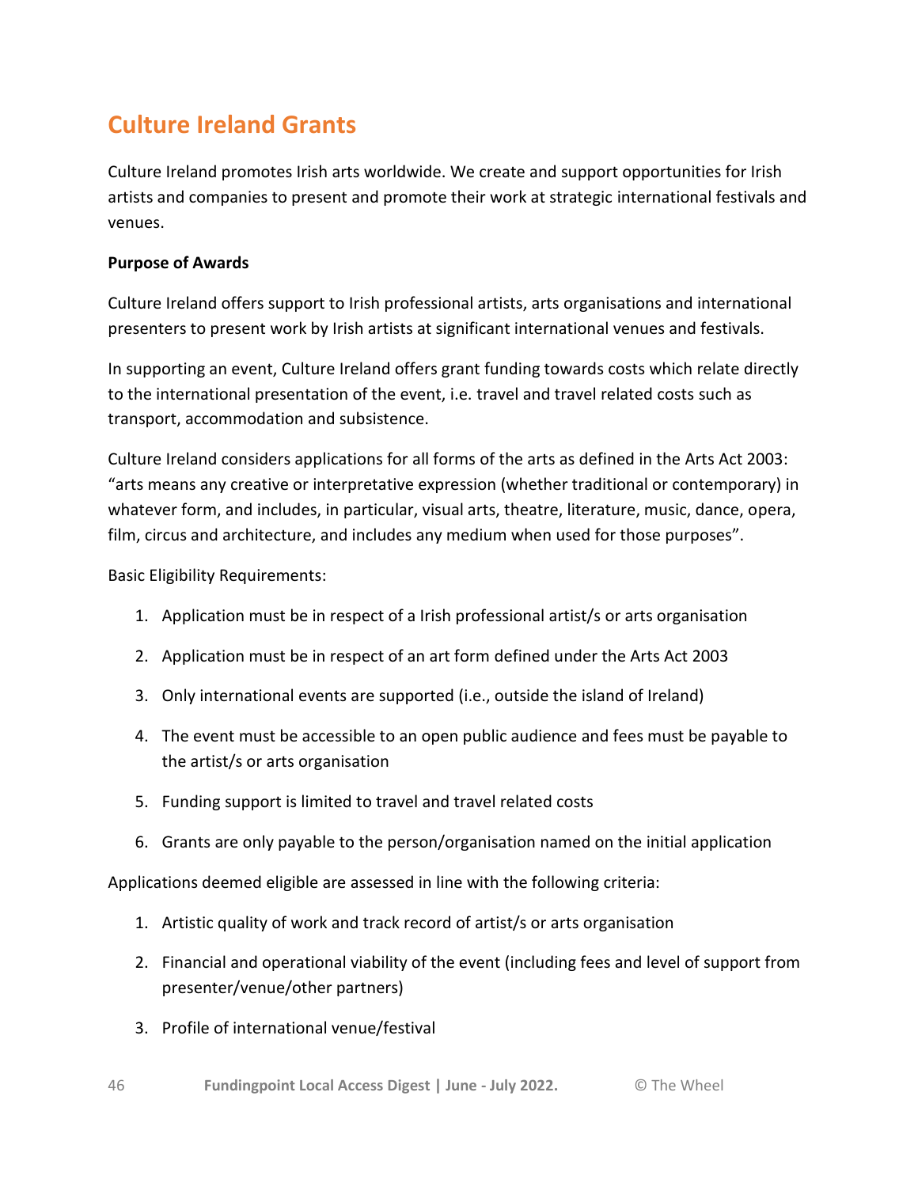## Culture Ireland Grants

Culture Ireland promotes Irish arts worldwide. We create and support opportunities for Irish artists and companies to present and promote their work at strategic international festivals and venues.

**Purpose of Awards**

Culture Ireland offers support to Irish professional artists, arts organisations and international presenters to present work by Irish artists at significant international venues and festivals.

In supporting an event, Culture Ireland offers grant funding towards costs which relate directly to the international presentation of the event, i.e. travel and travel related costs such as transport, accommodation and subsistence.

Culture Ireland considers applications for all forms of the arts as defined in the Arts Act 2003: "arts means any creative or interpretative expression (whether traditional or contemporary) in whatever form, and includes, in particular, visual arts, theatre, literature, music, dance, opera, film, circus and architecture, and includes any medium when used for those purposes".

Basic Eligibility Requirements:

1. Application must be in respect of a Irish professional artist/s or arts organisation
2. Application must be in respect of an art form defined under the Arts Act 2003
3. Only international events are supported (i.e., outside the island of Ireland)
4. The event must be accessible to an open public audience and fees must be payable to the artist/s or arts organisation
5. Funding support is limited to travel and travel related costs
6. Grants are only payable to the person/organisation named on the initial application

Applications deemed eligible are assessed in line with the following criteria:

1. Artistic quality of work and track record of artist/s or arts organisation
2. Financial and operational viability of the event (including fees and level of support from presenter/venue/other partners)
3. Profile of international venue/festival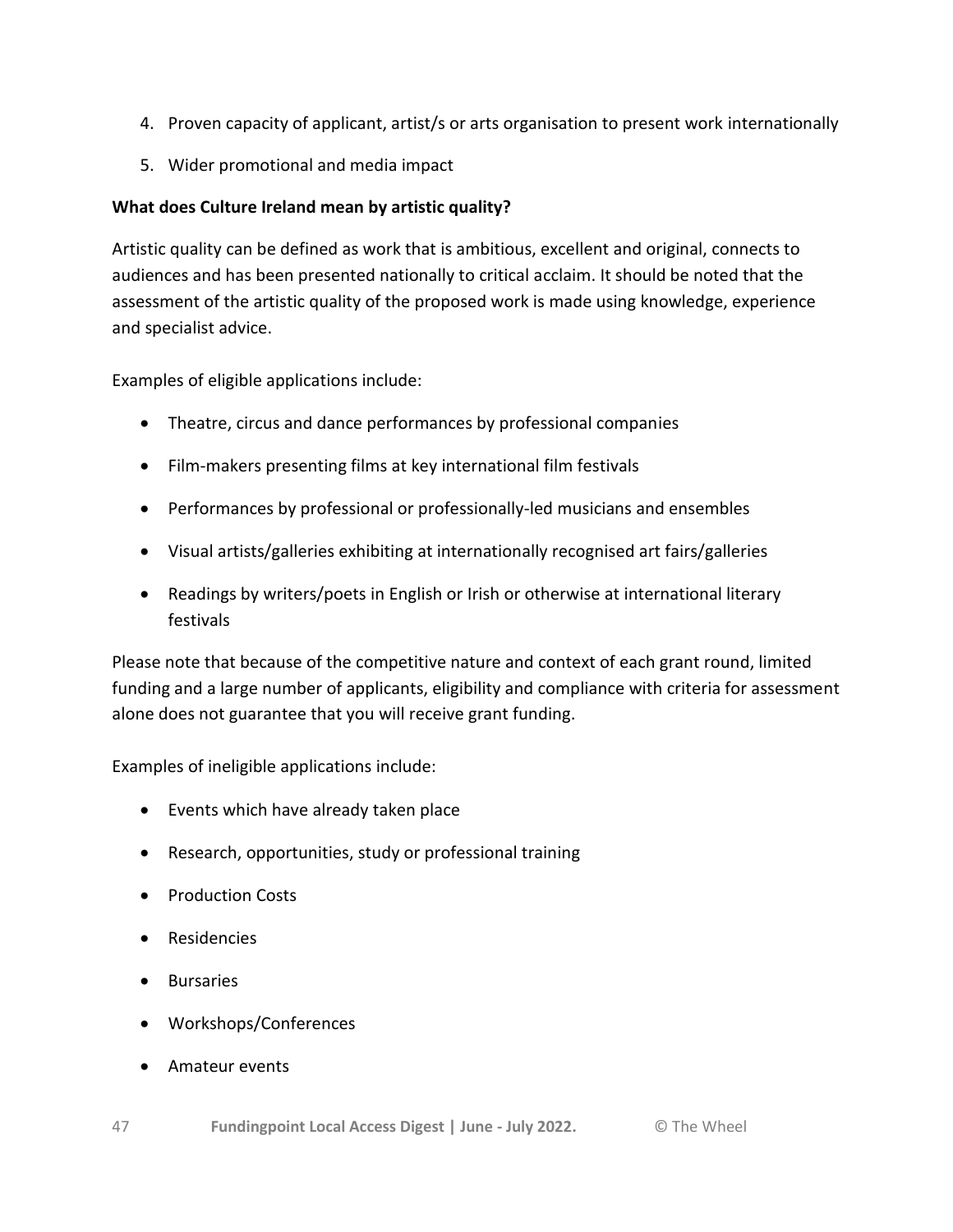4. Proven capacity of applicant, artist/s or arts organisation to present work internationally
5. Wider promotional and media impact

**What does Culture Ireland mean by artistic quality?**

Artistic quality can be defined as work that is ambitious, excellent and original, connects to audiences and has been presented nationally to critical acclaim. It should be noted that the assessment of the artistic quality of the proposed work is made using knowledge, experience and specialist advice.

Examples of eligible applications include:

- Theatre, circus and dance performances by professional companies
- Film-makers presenting films at key international film festivals
- Performances by professional or professionally-led musicians and ensembles
- Visual artists/galleries exhibiting at internationally recognised art fairs/galleries
- Readings by writers/poets in English or Irish or otherwise at international literary festivals

Please note that because of the competitive nature and context of each grant round, limited funding and a large number of applicants, eligibility and compliance with criteria for assessment alone does not guarantee that you will receive grant funding.

Examples of ineligible applications include:

- Events which have already taken place
- Research, opportunities, study or professional training
- Production Costs
- Residencies
- Bursaries
- Workshops/Conferences
- Amateur events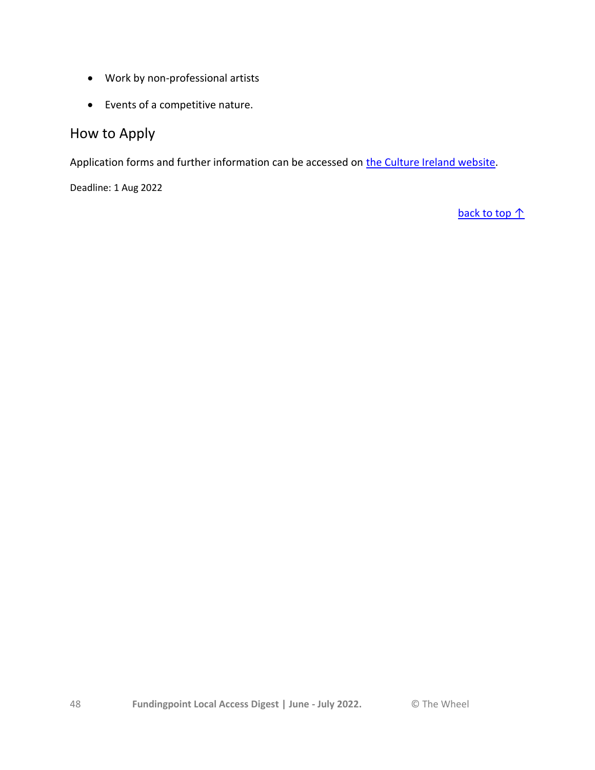- Work by non-professional artists
- Events of a competitive nature.

## How to Apply

Application forms and further information can be accessed on the Culture Ireland website.

Deadline: 1 Aug 2022

back to top ↑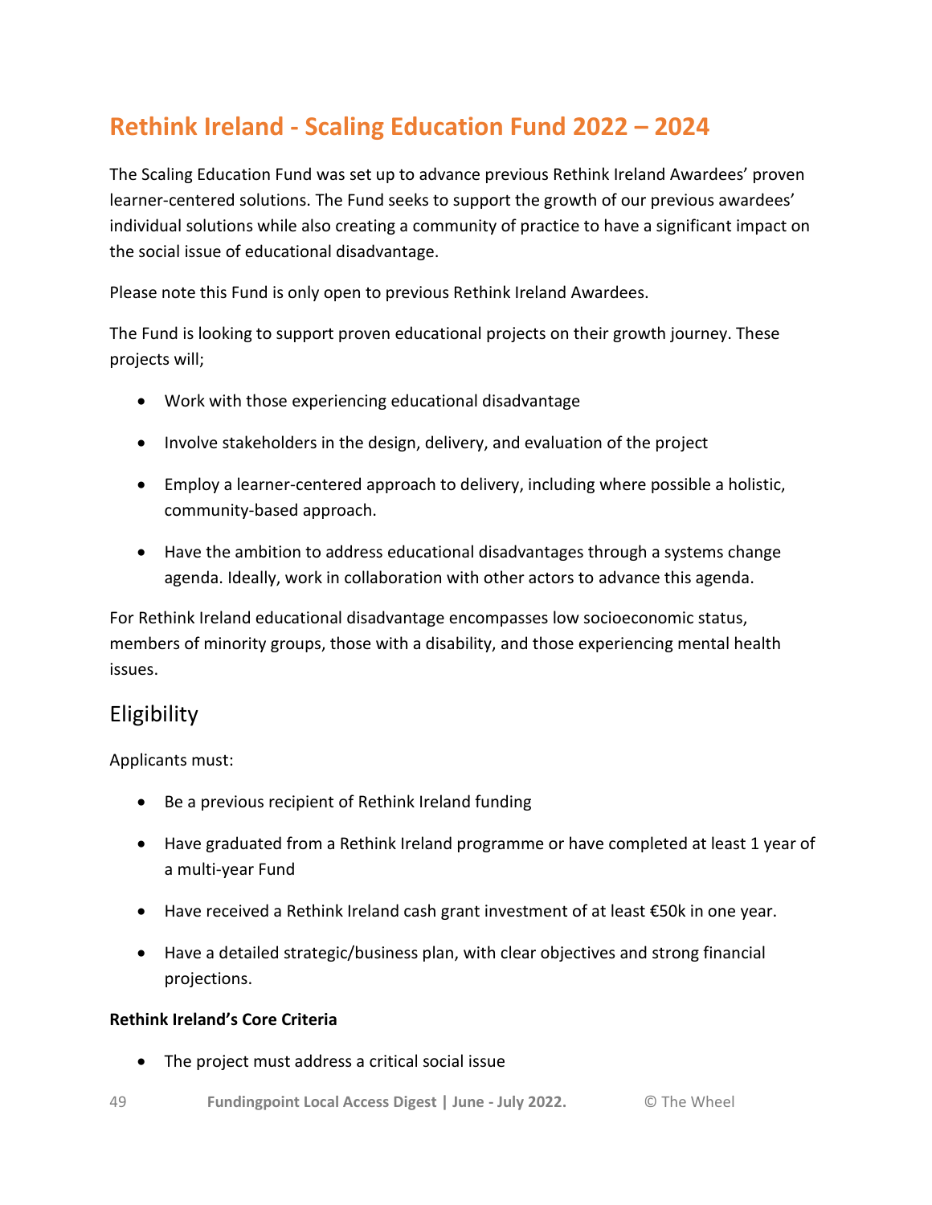## Rethink Ireland - Scaling Education Fund 2022 – 2024

The Scaling Education Fund was set up to advance previous Rethink Ireland Awardees' proven learner-centered solutions. The Fund seeks to support the growth of our previous awardees' individual solutions while also creating a community of practice to have a significant impact on the social issue of educational disadvantage.

Please note this Fund is only open to previous Rethink Ireland Awardees.

The Fund is looking to support proven educational projects on their growth journey. These projects will;

- Work with those experiencing educational disadvantage
- Involve stakeholders in the design, delivery, and evaluation of the project
- Employ a learner-centered approach to delivery, including where possible a holistic, community-based approach.
- Have the ambition to address educational disadvantages through a systems change agenda. Ideally, work in collaboration with other actors to advance this agenda.

For Rethink Ireland educational disadvantage encompasses low socioeconomic status, members of minority groups, those with a disability, and those experiencing mental health issues.

### Eligibility

Applicants must:

- Be a previous recipient of Rethink Ireland funding
- Have graduated from a Rethink Ireland programme or have completed at least 1 year of a multi-year Fund
- Have received a Rethink Ireland cash grant investment of at least €50k in one year.
- Have a detailed strategic/business plan, with clear objectives and strong financial projections.

**Rethink Ireland's Core Criteria**

- The project must address a critical social issue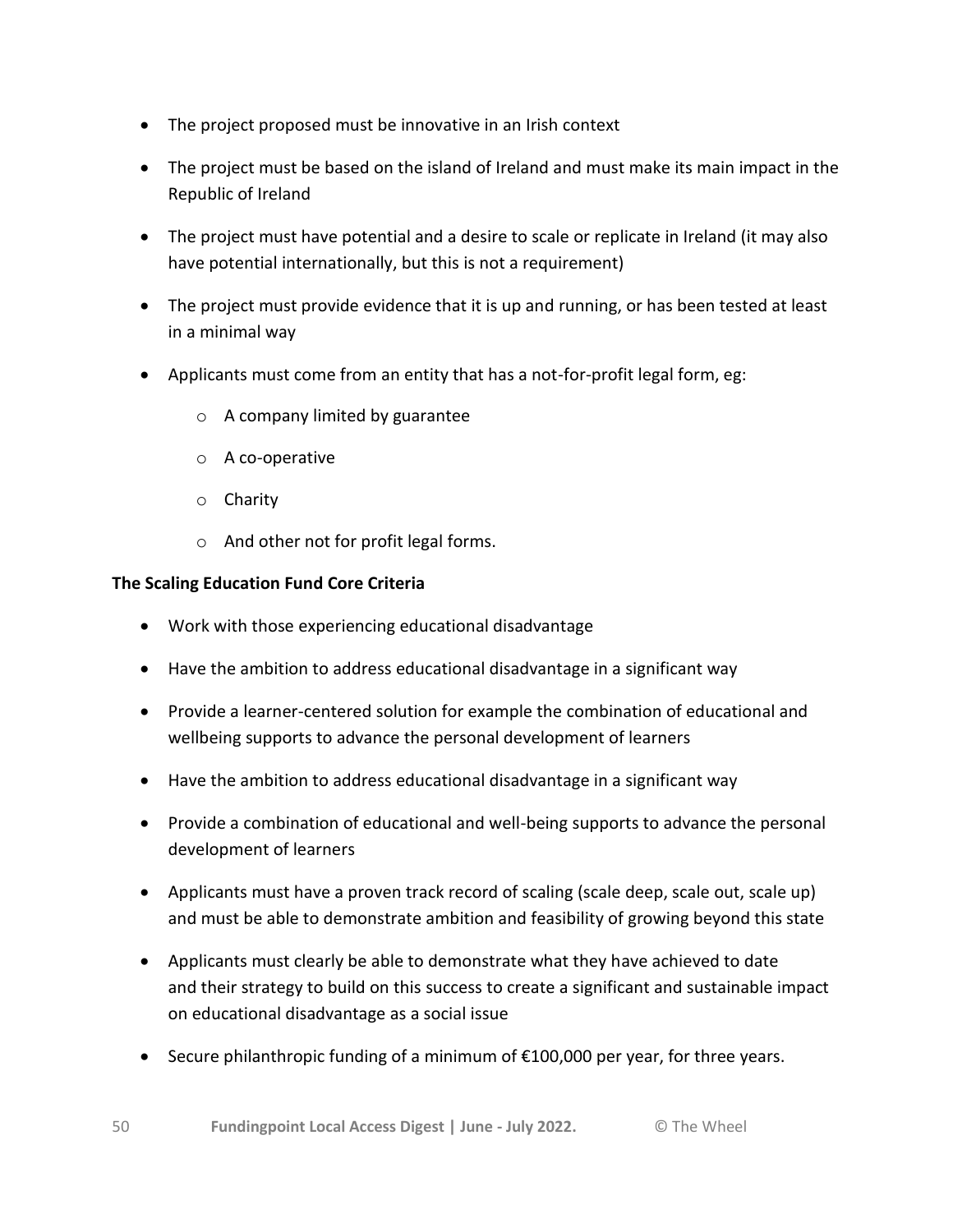- The project proposed must be innovative in an Irish context
- The project must be based on the island of Ireland and must make its main impact in the Republic of Ireland
- The project must have potential and a desire to scale or replicate in Ireland (it may also have potential internationally, but this is not a requirement)
- The project must provide evidence that it is up and running, or has been tested at least in a minimal way
- Applicants must come from an entity that has a not-for-profit legal form, eg:
  - A company limited by guarantee
  - A co-operative
  - Charity
  - And other not for profit legal forms.

**The Scaling Education Fund Core Criteria**

- Work with those experiencing educational disadvantage
- Have the ambition to address educational disadvantage in a significant way
- Provide a learner-centered solution for example the combination of educational and wellbeing supports to advance the personal development of learners
- Have the ambition to address educational disadvantage in a significant way
- Provide a combination of educational and well-being supports to advance the personal development of learners
- Applicants must have a proven track record of scaling (scale deep, scale out, scale up) and must be able to demonstrate ambition and feasibility of growing beyond this state
- Applicants must clearly be able to demonstrate what they have achieved to date and their strategy to build on this success to create a significant and sustainable impact on educational disadvantage as a social issue
- Secure philanthropic funding of a minimum of €100,000 per year, for three years.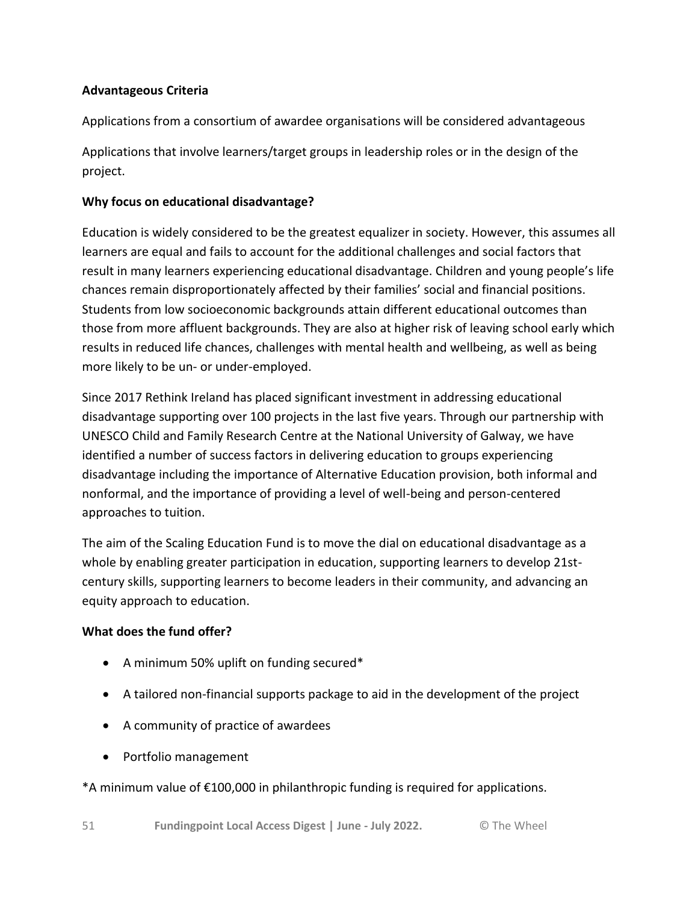**Advantageous Criteria**

Applications from a consortium of awardee organisations will be considered advantageous

Applications that involve learners/target groups in leadership roles or in the design of the project.

**Why focus on educational disadvantage?**

Education is widely considered to be the greatest equalizer in society. However, this assumes all learners are equal and fails to account for the additional challenges and social factors that result in many learners experiencing educational disadvantage. Children and young people's life chances remain disproportionately affected by their families' social and financial positions. Students from low socioeconomic backgrounds attain different educational outcomes than those from more affluent backgrounds. They are also at higher risk of leaving school early which results in reduced life chances, challenges with mental health and wellbeing, as well as being more likely to be un- or under-employed.

Since 2017 Rethink Ireland has placed significant investment in addressing educational disadvantage supporting over 100 projects in the last five years. Through our partnership with UNESCO Child and Family Research Centre at the National University of Galway, we have identified a number of success factors in delivering education to groups experiencing disadvantage including the importance of Alternative Education provision, both informal and nonformal, and the importance of providing a level of well-being and person-centered approaches to tuition.

The aim of the Scaling Education Fund is to move the dial on educational disadvantage as a whole by enabling greater participation in education, supporting learners to develop 21st-century skills, supporting learners to become leaders in their community, and advancing an equity approach to education.

**What does the fund offer?**

- A minimum 50% uplift on funding secured*
- A tailored non-financial supports package to aid in the development of the project
- A community of practice of awardees
- Portfolio management

*A minimum value of €100,000 in philanthropic funding is required for applications.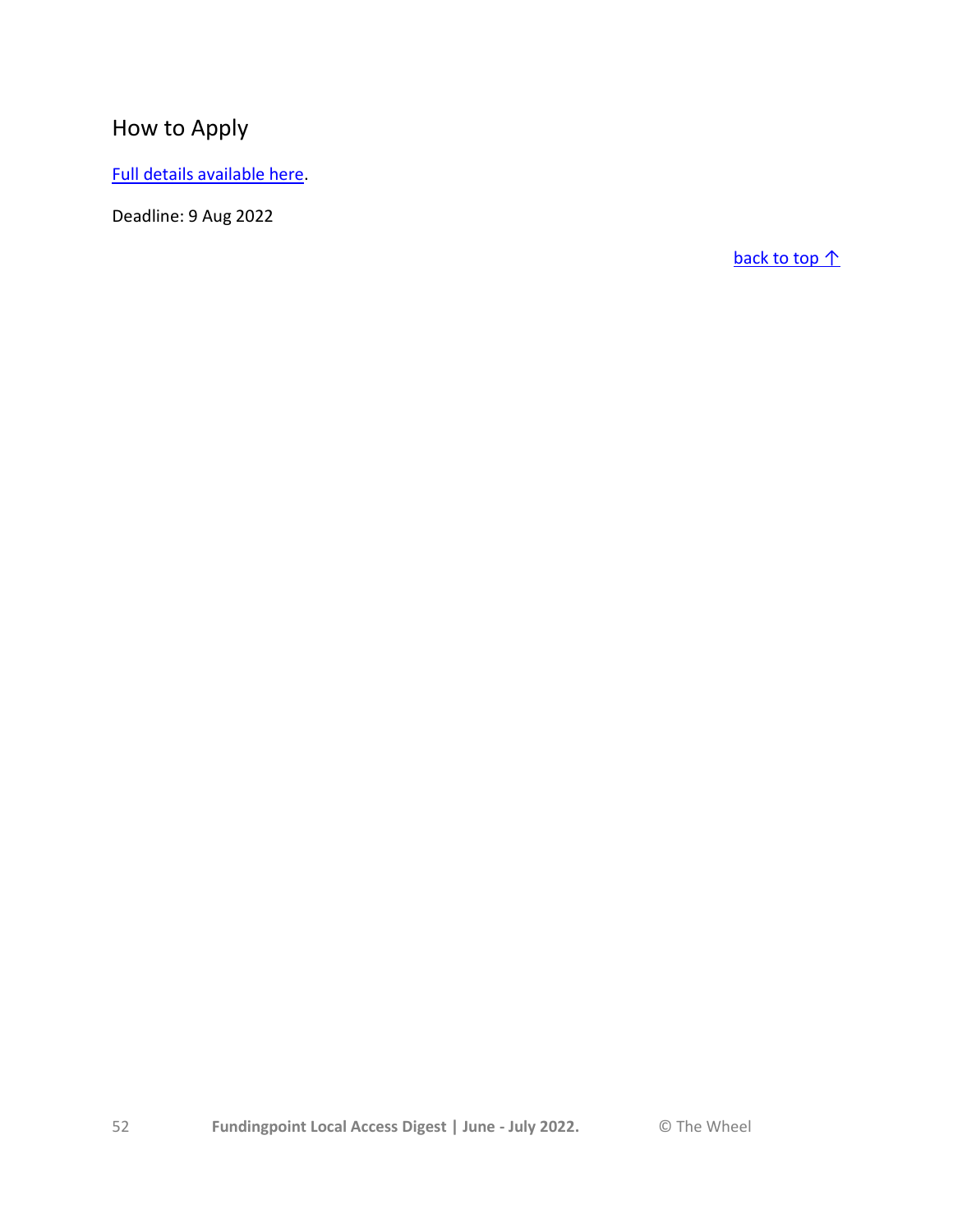## How to Apply

Full details available here.

Deadline: 9 Aug 2022

back to top ↑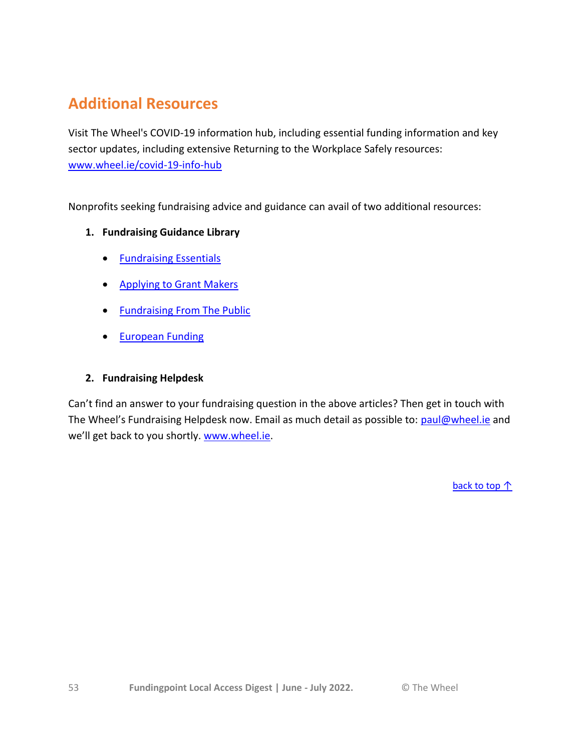## Additional Resources

Visit The Wheel's COVID-19 information hub, including essential funding information and key sector updates, including extensive Returning to the Workplace Safely resources: www.wheel.ie/covid-19-info-hub

Nonprofits seeking fundraising advice and guidance can avail of two additional resources:

1. **Fundraising Guidance Library**

   - Fundraising Essentials
   - Applying to Grant Makers
   - Fundraising From The Public
   - European Funding

2. **Fundraising Helpdesk**

Can't find an answer to your fundraising question in the above articles? Then get in touch with The Wheel's Fundraising Helpdesk now. Email as much detail as possible to: paul@wheel.ie and we'll get back to you shortly. www.wheel.ie.

back to top ↑